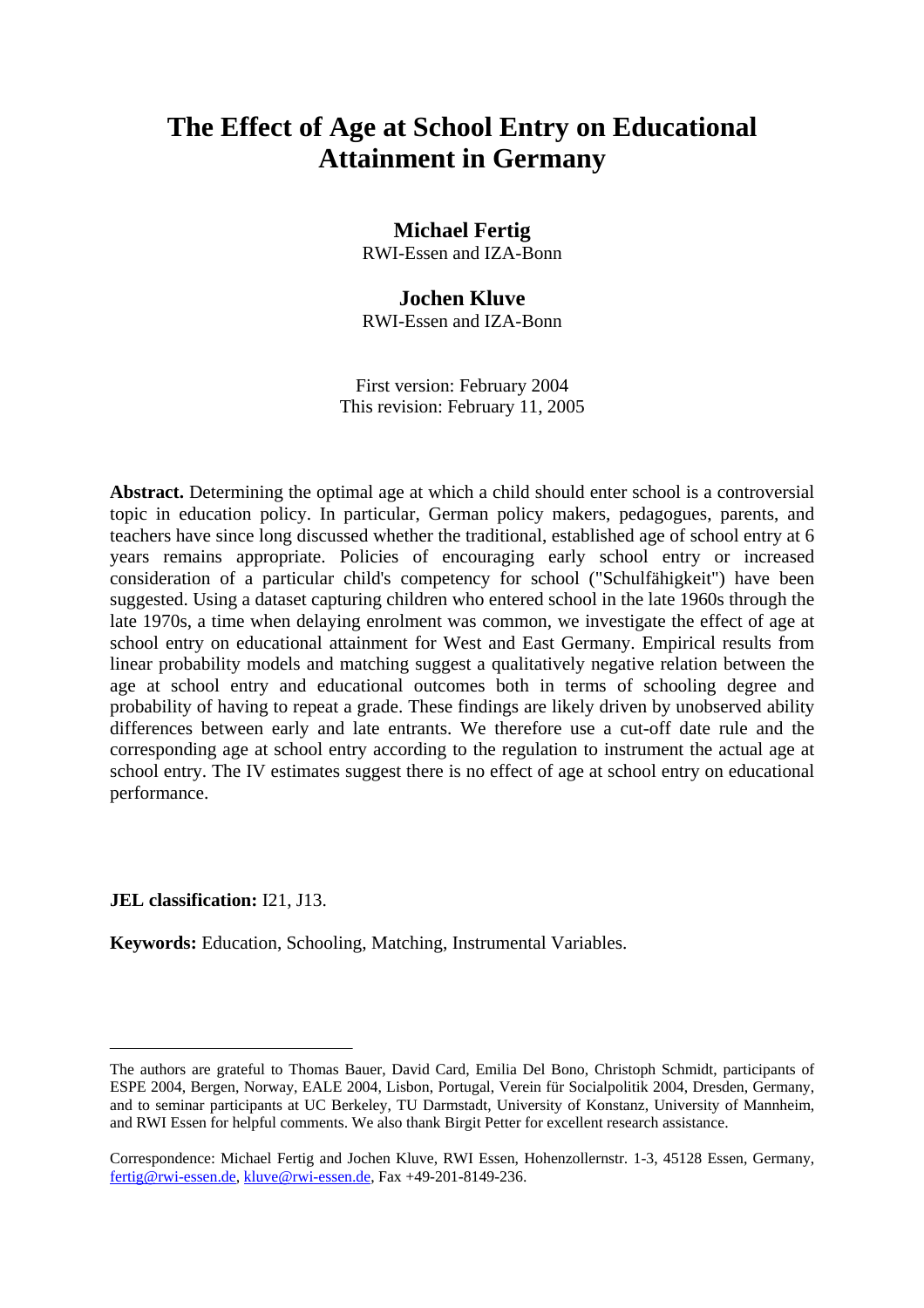# The Effect of Age at School Entry on Educational Attainment in Germany

**Michael Fertig**
RWI-Essen and IZA-Bonn

**Jochen Kluve**
RWI-Essen and IZA-Bonn

First version: February 2004
This revision: February 11, 2005

**Abstract.** Determining the optimal age at which a child should enter school is a controversial topic in education policy. In particular, German policy makers, pedagogues, parents, and teachers have since long discussed whether the traditional, established age of school entry at 6 years remains appropriate. Policies of encouraging early school entry or increased consideration of a particular child's competency for school ("Schulfähigkeit") have been suggested. Using a dataset capturing children who entered school in the late 1960s through the late 1970s, a time when delaying enrolment was common, we investigate the effect of age at school entry on educational attainment for West and East Germany. Empirical results from linear probability models and matching suggest a qualitatively negative relation between the age at school entry and educational outcomes both in terms of schooling degree and probability of having to repeat a grade. These findings are likely driven by unobserved ability differences between early and late entrants. We therefore use a cut-off date rule and the corresponding age at school entry according to the regulation to instrument the actual age at school entry. The IV estimates suggest there is no effect of age at school entry on educational performance.

**JEL classification:** I21, J13.

**Keywords:** Education, Schooling, Matching, Instrumental Variables.

---

The authors are grateful to Thomas Bauer, David Card, Emilia Del Bono, Christoph Schmidt, participants of ESPE 2004, Bergen, Norway, EALE 2004, Lisbon, Portugal, Verein für Socialpolitik 2004, Dresden, Germany, and to seminar participants at UC Berkeley, TU Darmstadt, University of Konstanz, University of Mannheim, and RWI Essen for helpful comments. We also thank Birgit Petter for excellent research assistance.

Correspondence: Michael Fertig and Jochen Kluve, RWI Essen, Hohenzollernstr. 1-3, 45128 Essen, Germany, fertig@rwi-essen.de, kluve@rwi-essen.de, Fax +49-201-8149-236.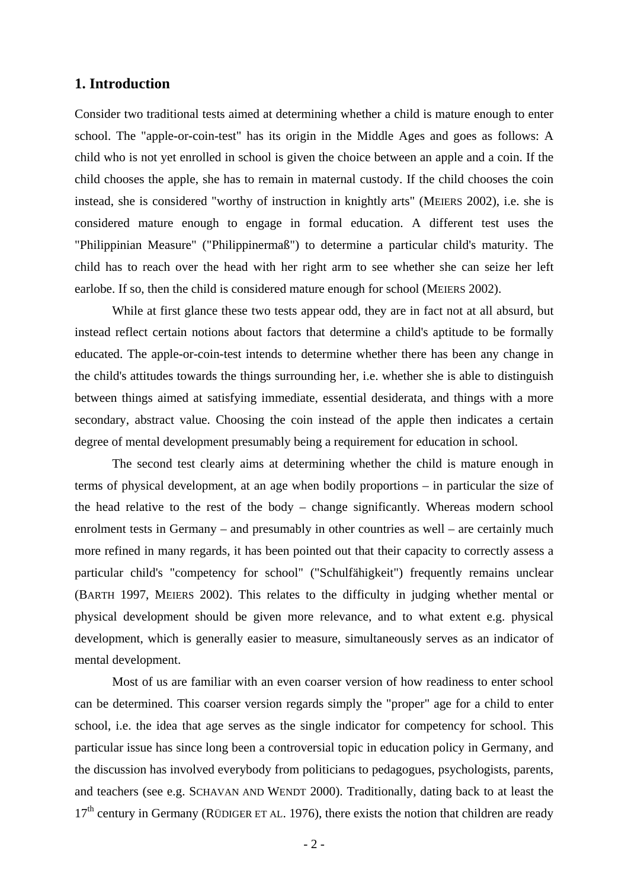## 1. Introduction

Consider two traditional tests aimed at determining whether a child is mature enough to enter school. The "apple-or-coin-test" has its origin in the Middle Ages and goes as follows: A child who is not yet enrolled in school is given the choice between an apple and a coin. If the child chooses the apple, she has to remain in maternal custody. If the child chooses the coin instead, she is considered "worthy of instruction in knightly arts" (MEIERS 2002), i.e. she is considered mature enough to engage in formal education. A different test uses the "Philippinian Measure" ("Philippinermaß") to determine a particular child's maturity. The child has to reach over the head with her right arm to see whether she can seize her left earlobe. If so, then the child is considered mature enough for school (MEIERS 2002).

While at first glance these two tests appear odd, they are in fact not at all absurd, but instead reflect certain notions about factors that determine a child's aptitude to be formally educated. The apple-or-coin-test intends to determine whether there has been any change in the child's attitudes towards the things surrounding her, i.e. whether she is able to distinguish between things aimed at satisfying immediate, essential desiderata, and things with a more secondary, abstract value. Choosing the coin instead of the apple then indicates a certain degree of mental development presumably being a requirement for education in school.

The second test clearly aims at determining whether the child is mature enough in terms of physical development, at an age when bodily proportions – in particular the size of the head relative to the rest of the body – change significantly. Whereas modern school enrolment tests in Germany – and presumably in other countries as well – are certainly much more refined in many regards, it has been pointed out that their capacity to correctly assess a particular child's "competency for school" ("Schulfähigkeit") frequently remains unclear (BARTH 1997, MEIERS 2002). This relates to the difficulty in judging whether mental or physical development should be given more relevance, and to what extent e.g. physical development, which is generally easier to measure, simultaneously serves as an indicator of mental development.

Most of us are familiar with an even coarser version of how readiness to enter school can be determined. This coarser version regards simply the "proper" age for a child to enter school, i.e. the idea that age serves as the single indicator for competency for school. This particular issue has since long been a controversial topic in education policy in Germany, and the discussion has involved everybody from politicians to pedagogues, psychologists, parents, and teachers (see e.g. SCHAVAN AND WENDT 2000). Traditionally, dating back to at least the 17th century in Germany (RÜDIGER ET AL. 1976), there exists the notion that children are ready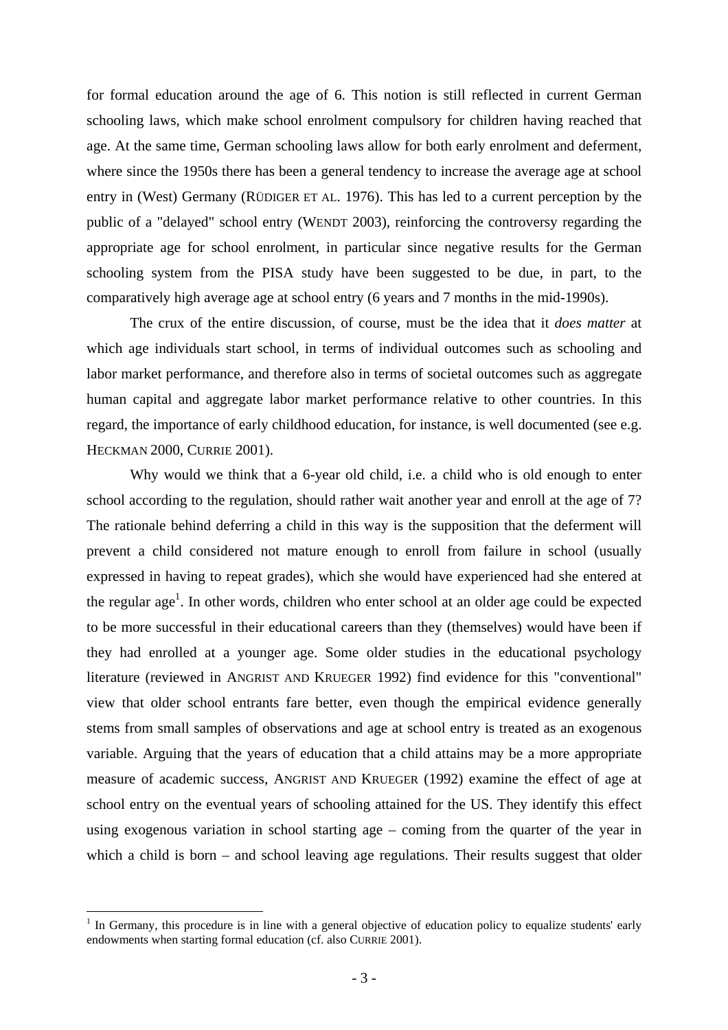for formal education around the age of 6. This notion is still reflected in current German schooling laws, which make school enrolment compulsory for children having reached that age. At the same time, German schooling laws allow for both early enrolment and deferment, where since the 1950s there has been a general tendency to increase the average age at school entry in (West) Germany (RÜDIGER ET AL. 1976). This has led to a current perception by the public of a "delayed" school entry (WENDT 2003), reinforcing the controversy regarding the appropriate age for school enrolment, in particular since negative results for the German schooling system from the PISA study have been suggested to be due, in part, to the comparatively high average age at school entry (6 years and 7 months in the mid-1990s).

The crux of the entire discussion, of course, must be the idea that it *does matter* at which age individuals start school, in terms of individual outcomes such as schooling and labor market performance, and therefore also in terms of societal outcomes such as aggregate human capital and aggregate labor market performance relative to other countries. In this regard, the importance of early childhood education, for instance, is well documented (see e.g. HECKMAN 2000, CURRIE 2001).

Why would we think that a 6-year old child, i.e. a child who is old enough to enter school according to the regulation, should rather wait another year and enroll at the age of 7? The rationale behind deferring a child in this way is the supposition that the deferment will prevent a child considered not mature enough to enroll from failure in school (usually expressed in having to repeat grades), which she would have experienced had she entered at the regular age[1]. In other words, children who enter school at an older age could be expected to be more successful in their educational careers than they (themselves) would have been if they had enrolled at a younger age. Some older studies in the educational psychology literature (reviewed in ANGRIST AND KRUEGER 1992) find evidence for this "conventional" view that older school entrants fare better, even though the empirical evidence generally stems from small samples of observations and age at school entry is treated as an exogenous variable. Arguing that the years of education that a child attains may be a more appropriate measure of academic success, ANGRIST AND KRUEGER (1992) examine the effect of age at school entry on the eventual years of schooling attained for the US. They identify this effect using exogenous variation in school starting age – coming from the quarter of the year in which a child is born – and school leaving age regulations. Their results suggest that older

[1] In Germany, this procedure is in line with a general objective of education policy to equalize students' early endowments when starting formal education (cf. also CURRIE 2001).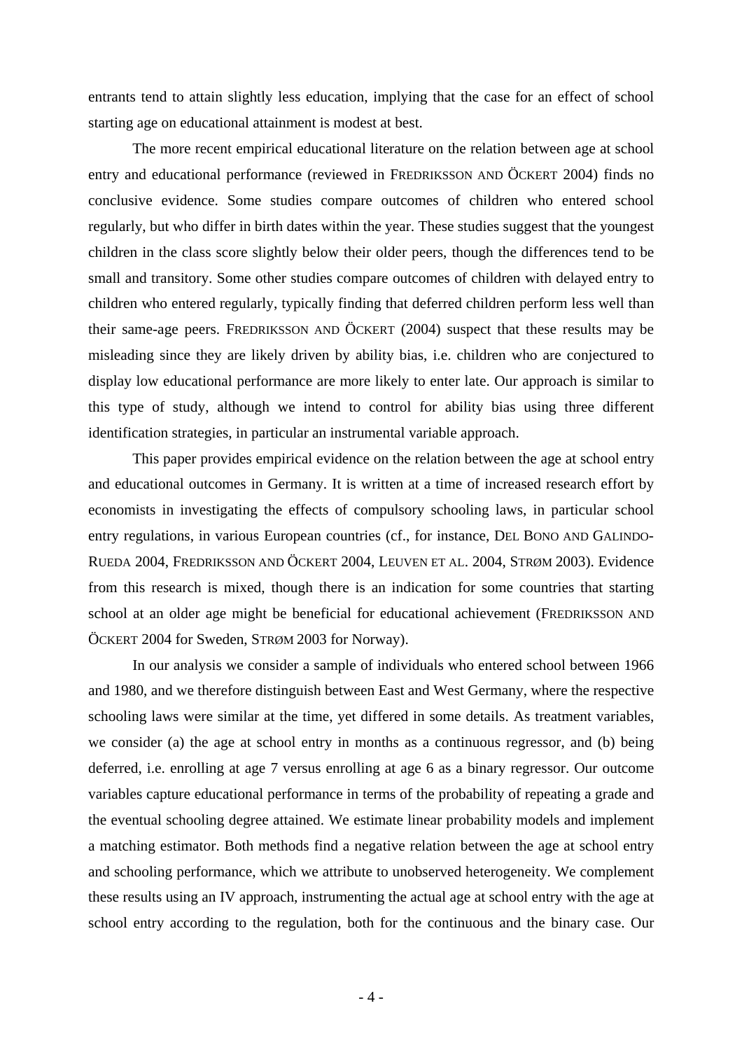entrants tend to attain slightly less education, implying that the case for an effect of school starting age on educational attainment is modest at best.

The more recent empirical educational literature on the relation between age at school entry and educational performance (reviewed in FREDRIKSSON AND ÖCKERT 2004) finds no conclusive evidence. Some studies compare outcomes of children who entered school regularly, but who differ in birth dates within the year. These studies suggest that the youngest children in the class score slightly below their older peers, though the differences tend to be small and transitory. Some other studies compare outcomes of children with delayed entry to children who entered regularly, typically finding that deferred children perform less well than their same-age peers. FREDRIKSSON AND ÖCKERT (2004) suspect that these results may be misleading since they are likely driven by ability bias, i.e. children who are conjectured to display low educational performance are more likely to enter late. Our approach is similar to this type of study, although we intend to control for ability bias using three different identification strategies, in particular an instrumental variable approach.

This paper provides empirical evidence on the relation between the age at school entry and educational outcomes in Germany. It is written at a time of increased research effort by economists in investigating the effects of compulsory schooling laws, in particular school entry regulations, in various European countries (cf., for instance, DEL BONO AND GALINDO-RUEDA 2004, FREDRIKSSON AND ÖCKERT 2004, LEUVEN ET AL. 2004, STRØM 2003). Evidence from this research is mixed, though there is an indication for some countries that starting school at an older age might be beneficial for educational achievement (FREDRIKSSON AND ÖCKERT 2004 for Sweden, STRØM 2003 for Norway).

In our analysis we consider a sample of individuals who entered school between 1966 and 1980, and we therefore distinguish between East and West Germany, where the respective schooling laws were similar at the time, yet differed in some details. As treatment variables, we consider (a) the age at school entry in months as a continuous regressor, and (b) being deferred, i.e. enrolling at age 7 versus enrolling at age 6 as a binary regressor. Our outcome variables capture educational performance in terms of the probability of repeating a grade and the eventual schooling degree attained. We estimate linear probability models and implement a matching estimator. Both methods find a negative relation between the age at school entry and schooling performance, which we attribute to unobserved heterogeneity. We complement these results using an IV approach, instrumenting the actual age at school entry with the age at school entry according to the regulation, both for the continuous and the binary case. Our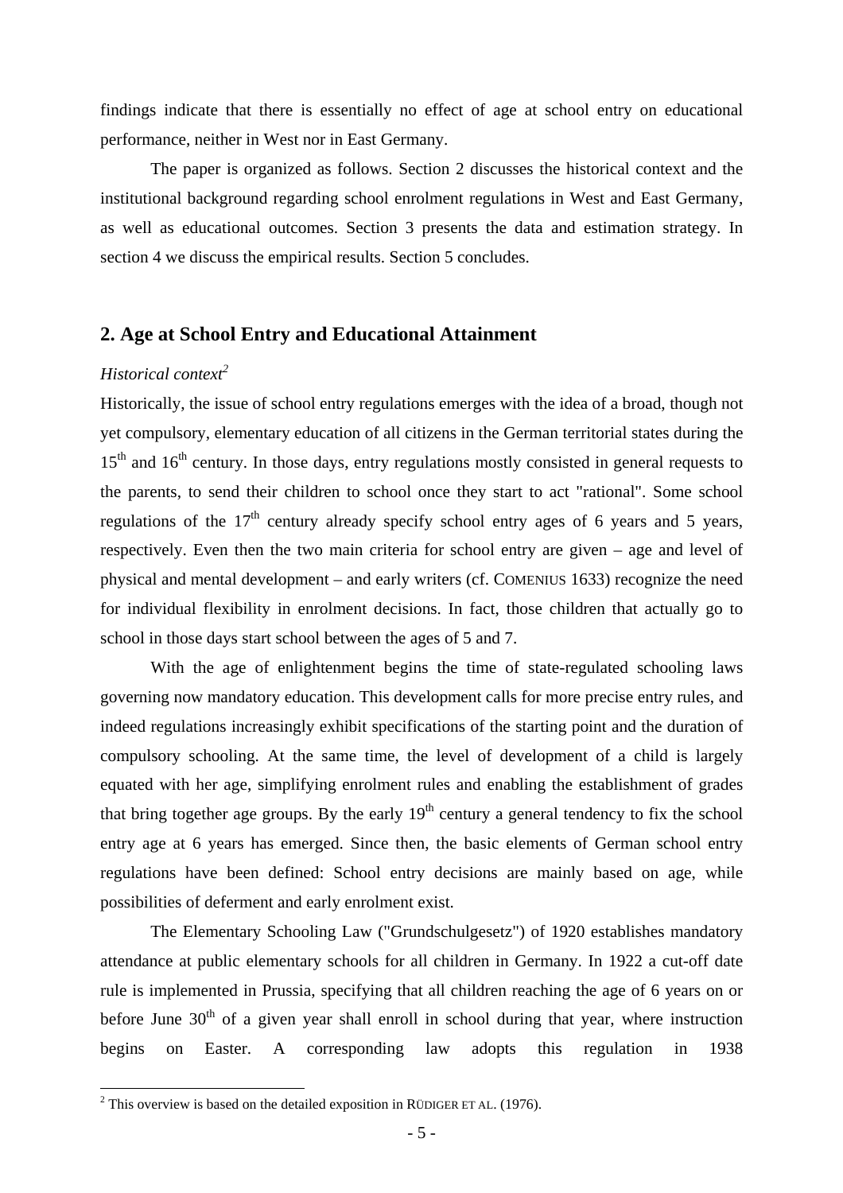findings indicate that there is essentially no effect of age at school entry on educational performance, neither in West nor in East Germany.

The paper is organized as follows. Section 2 discusses the historical context and the institutional background regarding school enrolment regulations in West and East Germany, as well as educational outcomes. Section 3 presents the data and estimation strategy. In section 4 we discuss the empirical results. Section 5 concludes.

## 2. Age at School Entry and Educational Attainment

*Historical context*[2]

Historically, the issue of school entry regulations emerges with the idea of a broad, though not yet compulsory, elementary education of all citizens in the German territorial states during the 15th and 16th century. In those days, entry regulations mostly consisted in general requests to the parents, to send their children to school once they start to act "rational". Some school regulations of the 17th century already specify school entry ages of 6 years and 5 years, respectively. Even then the two main criteria for school entry are given – age and level of physical and mental development – and early writers (cf. COMENIUS 1633) recognize the need for individual flexibility in enrolment decisions. In fact, those children that actually go to school in those days start school between the ages of 5 and 7.

With the age of enlightenment begins the time of state-regulated schooling laws governing now mandatory education. This development calls for more precise entry rules, and indeed regulations increasingly exhibit specifications of the starting point and the duration of compulsory schooling. At the same time, the level of development of a child is largely equated with her age, simplifying enrolment rules and enabling the establishment of grades that bring together age groups. By the early 19th century a general tendency to fix the school entry age at 6 years has emerged. Since then, the basic elements of German school entry regulations have been defined: School entry decisions are mainly based on age, while possibilities of deferment and early enrolment exist.

The Elementary Schooling Law ("Grundschulgesetz") of 1920 establishes mandatory attendance at public elementary schools for all children in Germany. In 1922 a cut-off date rule is implemented in Prussia, specifying that all children reaching the age of 6 years on or before June 30th of a given year shall enroll in school during that year, where instruction begins on Easter. A corresponding law adopts this regulation in 1938

[2] This overview is based on the detailed exposition in RÜDIGER ET AL. (1976).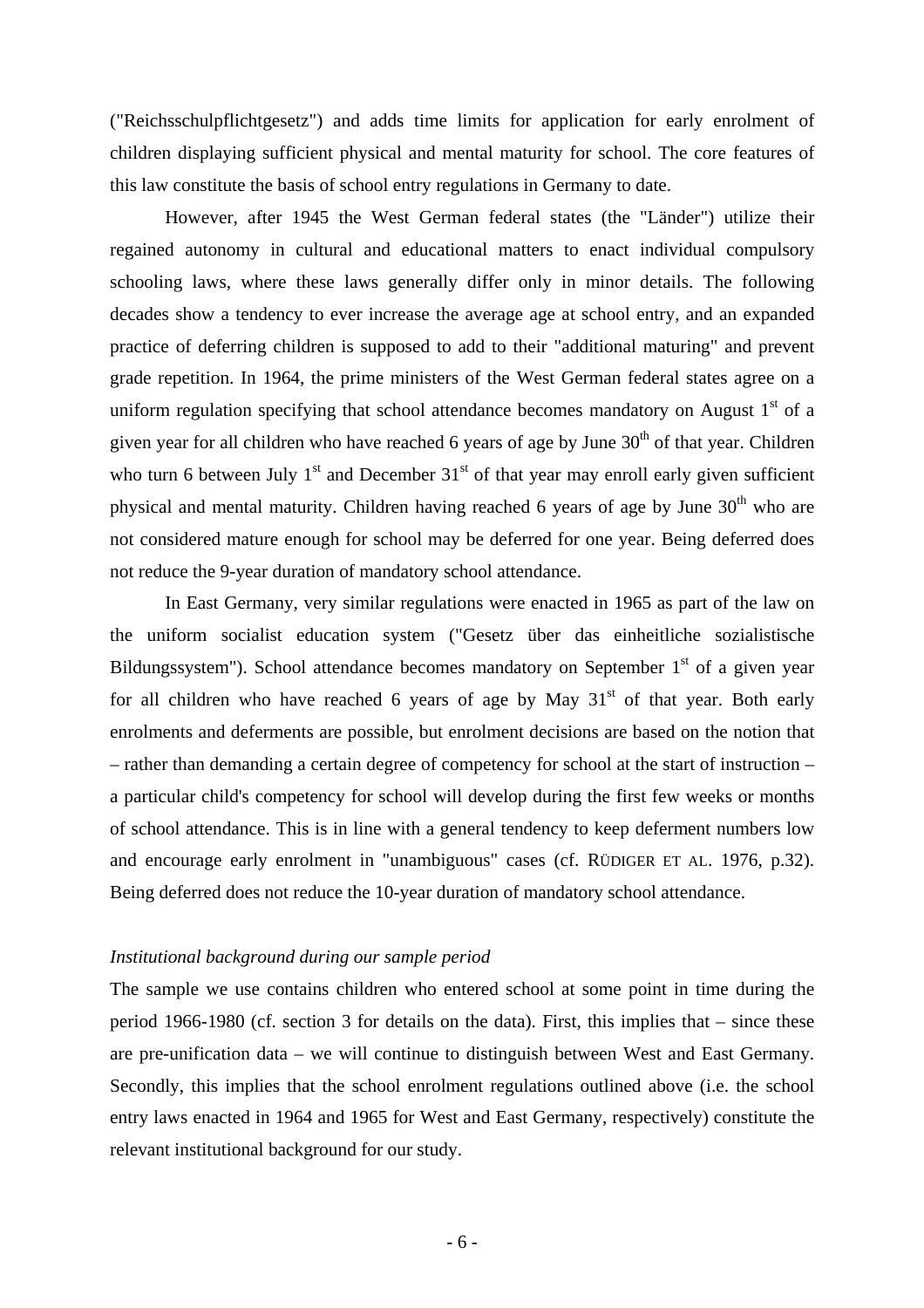("Reichsschulpflichtgesetz") and adds time limits for application for early enrolment of children displaying sufficient physical and mental maturity for school. The core features of this law constitute the basis of school entry regulations in Germany to date.

However, after 1945 the West German federal states (the "Länder") utilize their regained autonomy in cultural and educational matters to enact individual compulsory schooling laws, where these laws generally differ only in minor details. The following decades show a tendency to ever increase the average age at school entry, and an expanded practice of deferring children is supposed to add to their "additional maturing" and prevent grade repetition. In 1964, the prime ministers of the West German federal states agree on a uniform regulation specifying that school attendance becomes mandatory on August 1st of a given year for all children who have reached 6 years of age by June 30th of that year. Children who turn 6 between July 1st and December 31st of that year may enroll early given sufficient physical and mental maturity. Children having reached 6 years of age by June 30th who are not considered mature enough for school may be deferred for one year. Being deferred does not reduce the 9-year duration of mandatory school attendance.

In East Germany, very similar regulations were enacted in 1965 as part of the law on the uniform socialist education system ("Gesetz über das einheitliche sozialistische Bildungssystem"). School attendance becomes mandatory on September 1st of a given year for all children who have reached 6 years of age by May 31st of that year. Both early enrolments and deferments are possible, but enrolment decisions are based on the notion that – rather than demanding a certain degree of competency for school at the start of instruction – a particular child's competency for school will develop during the first few weeks or months of school attendance. This is in line with a general tendency to keep deferment numbers low and encourage early enrolment in "unambiguous" cases (cf. RÜDIGER ET AL. 1976, p.32). Being deferred does not reduce the 10-year duration of mandatory school attendance.

*Institutional background during our sample period*

The sample we use contains children who entered school at some point in time during the period 1966-1980 (cf. section 3 for details on the data). First, this implies that – since these are pre-unification data – we will continue to distinguish between West and East Germany. Secondly, this implies that the school enrolment regulations outlined above (i.e. the school entry laws enacted in 1964 and 1965 for West and East Germany, respectively) constitute the relevant institutional background for our study.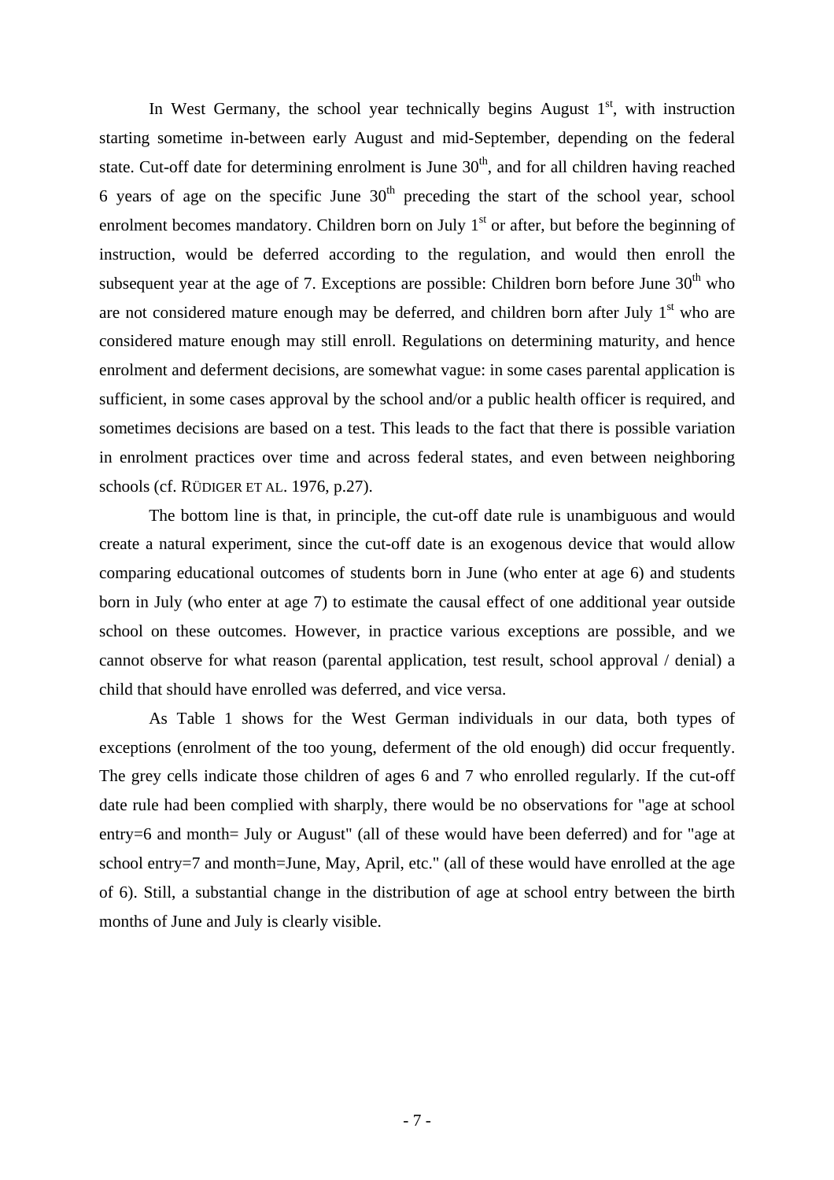In West Germany, the school year technically begins August 1st, with instruction starting sometime in-between early August and mid-September, depending on the federal state. Cut-off date for determining enrolment is June 30th, and for all children having reached 6 years of age on the specific June 30th preceding the start of the school year, school enrolment becomes mandatory. Children born on July 1st or after, but before the beginning of instruction, would be deferred according to the regulation, and would then enroll the subsequent year at the age of 7. Exceptions are possible: Children born before June 30th who are not considered mature enough may be deferred, and children born after July 1st who are considered mature enough may still enroll. Regulations on determining maturity, and hence enrolment and deferment decisions, are somewhat vague: in some cases parental application is sufficient, in some cases approval by the school and/or a public health officer is required, and sometimes decisions are based on a test. This leads to the fact that there is possible variation in enrolment practices over time and across federal states, and even between neighboring schools (cf. RÜDIGER ET AL. 1976, p.27).

The bottom line is that, in principle, the cut-off date rule is unambiguous and would create a natural experiment, since the cut-off date is an exogenous device that would allow comparing educational outcomes of students born in June (who enter at age 6) and students born in July (who enter at age 7) to estimate the causal effect of one additional year outside school on these outcomes. However, in practice various exceptions are possible, and we cannot observe for what reason (parental application, test result, school approval / denial) a child that should have enrolled was deferred, and vice versa.

As Table 1 shows for the West German individuals in our data, both types of exceptions (enrolment of the too young, deferment of the old enough) did occur frequently. The grey cells indicate those children of ages 6 and 7 who enrolled regularly. If the cut-off date rule had been complied with sharply, there would be no observations for "age at school entry=6 and month= July or August" (all of these would have been deferred) and for "age at school entry=7 and month=June, May, April, etc." (all of these would have enrolled at the age of 6). Still, a substantial change in the distribution of age at school entry between the birth months of June and July is clearly visible.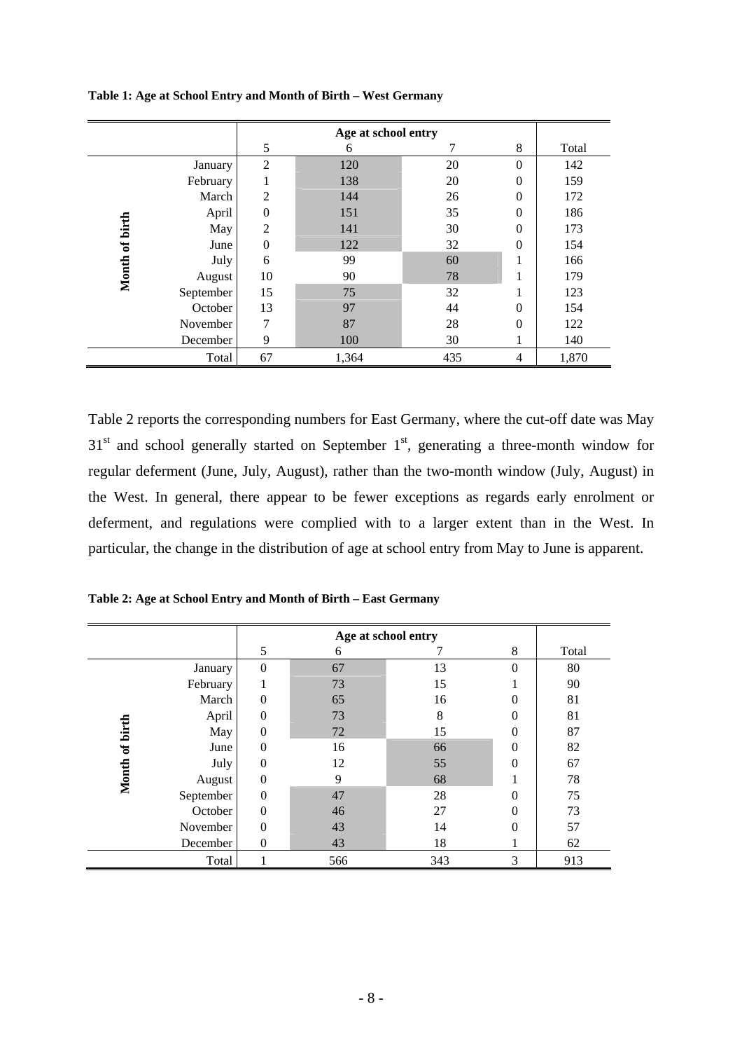**Table 1: Age at School Entry and Month of Birth – West Germany**

| Month of birth | Age at school entry: 5 | 6 | 7 | 8 | Total |
|---|---|---|---|---|---|
| January | 2 | 120 | 20 | 0 | 142 |
| February | 1 | 138 | 20 | 0 | 159 |
| March | 2 | 144 | 26 | 0 | 172 |
| April | 0 | 151 | 35 | 0 | 186 |
| May | 2 | 141 | 30 | 0 | 173 |
| June | 0 | 122 | 32 | 0 | 154 |
| July | 6 | 99 | 60 | 1 | 166 |
| August | 10 | 90 | 78 | 1 | 179 |
| September | 15 | 75 | 32 | 1 | 123 |
| October | 13 | 97 | 44 | 0 | 154 |
| November | 7 | 87 | 28 | 0 | 122 |
| December | 9 | 100 | 30 | 1 | 140 |
| Total | 67 | 1,364 | 435 | 4 | 1,870 |

Table 2 reports the corresponding numbers for East Germany, where the cut-off date was May 31st and school generally started on September 1st, generating a three-month window for regular deferment (June, July, August), rather than the two-month window (July, August) in the West. In general, there appear to be fewer exceptions as regards early enrolment or deferment, and regulations were complied with to a larger extent than in the West. In particular, the change in the distribution of age at school entry from May to June is apparent.

**Table 2: Age at School Entry and Month of Birth – East Germany**

| Month of birth | Age at school entry: 5 | 6 | 7 | 8 | Total |
|---|---|---|---|---|---|
| January | 0 | 67 | 13 | 0 | 80 |
| February | 1 | 73 | 15 | 1 | 90 |
| March | 0 | 65 | 16 | 0 | 81 |
| April | 0 | 73 | 8 | 0 | 81 |
| May | 0 | 72 | 15 | 0 | 87 |
| June | 0 | 16 | 66 | 0 | 82 |
| July | 0 | 12 | 55 | 0 | 67 |
| August | 0 | 9 | 68 | 1 | 78 |
| September | 0 | 47 | 28 | 0 | 75 |
| October | 0 | 46 | 27 | 0 | 73 |
| November | 0 | 43 | 14 | 0 | 57 |
| December | 0 | 43 | 18 | 1 | 62 |
| Total | 1 | 566 | 343 | 3 | 913 |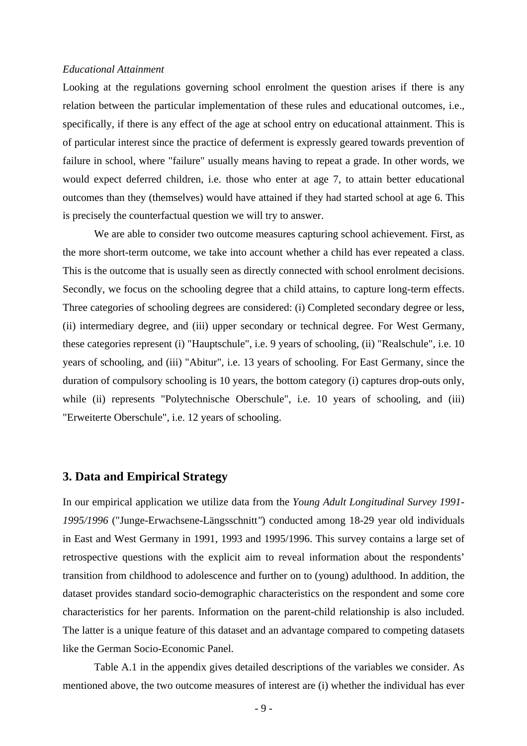*Educational Attainment*

Looking at the regulations governing school enrolment the question arises if there is any relation between the particular implementation of these rules and educational outcomes, i.e., specifically, if there is any effect of the age at school entry on educational attainment. This is of particular interest since the practice of deferment is expressly geared towards prevention of failure in school, where "failure" usually means having to repeat a grade. In other words, we would expect deferred children, i.e. those who enter at age 7, to attain better educational outcomes than they (themselves) would have attained if they had started school at age 6. This is precisely the counterfactual question we will try to answer.

We are able to consider two outcome measures capturing school achievement. First, as the more short-term outcome, we take into account whether a child has ever repeated a class. This is the outcome that is usually seen as directly connected with school enrolment decisions. Secondly, we focus on the schooling degree that a child attains, to capture long-term effects. Three categories of schooling degrees are considered: (i) Completed secondary degree or less, (ii) intermediary degree, and (iii) upper secondary or technical degree. For West Germany, these categories represent (i) "Hauptschule", i.e. 9 years of schooling, (ii) "Realschule", i.e. 10 years of schooling, and (iii) "Abitur", i.e. 13 years of schooling. For East Germany, since the duration of compulsory schooling is 10 years, the bottom category (i) captures drop-outs only, while (ii) represents "Polytechnische Oberschule", i.e. 10 years of schooling, and (iii) "Erweiterte Oberschule", i.e. 12 years of schooling.

## 3. Data and Empirical Strategy

In our empirical application we utilize data from the *Young Adult Longitudinal Survey 1991-1995/1996* ("Junge-Erwachsene-Längsschnitt") conducted among 18-29 year old individuals in East and West Germany in 1991, 1993 and 1995/1996. This survey contains a large set of retrospective questions with the explicit aim to reveal information about the respondents' transition from childhood to adolescence and further on to (young) adulthood. In addition, the dataset provides standard socio-demographic characteristics on the respondent and some core characteristics for her parents. Information on the parent-child relationship is also included. The latter is a unique feature of this dataset and an advantage compared to competing datasets like the German Socio-Economic Panel.

Table A.1 in the appendix gives detailed descriptions of the variables we consider. As mentioned above, the two outcome measures of interest are (i) whether the individual has ever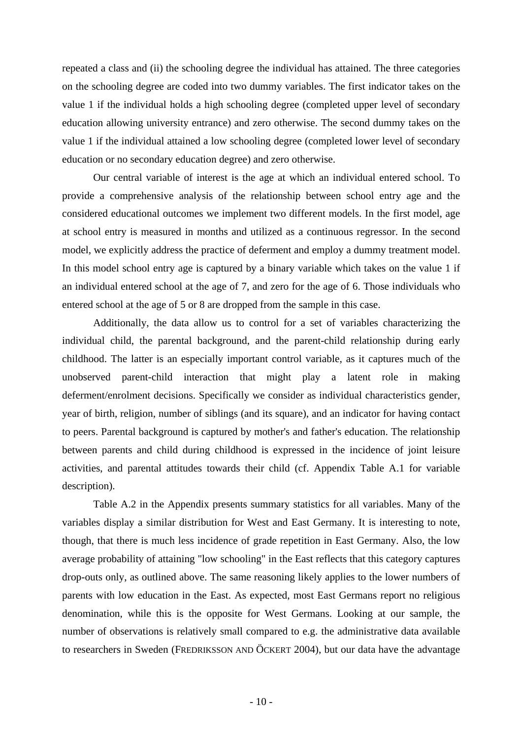repeated a class and (ii) the schooling degree the individual has attained. The three categories on the schooling degree are coded into two dummy variables. The first indicator takes on the value 1 if the individual holds a high schooling degree (completed upper level of secondary education allowing university entrance) and zero otherwise. The second dummy takes on the value 1 if the individual attained a low schooling degree (completed lower level of secondary education or no secondary education degree) and zero otherwise.

Our central variable of interest is the age at which an individual entered school. To provide a comprehensive analysis of the relationship between school entry age and the considered educational outcomes we implement two different models. In the first model, age at school entry is measured in months and utilized as a continuous regressor. In the second model, we explicitly address the practice of deferment and employ a dummy treatment model. In this model school entry age is captured by a binary variable which takes on the value 1 if an individual entered school at the age of 7, and zero for the age of 6. Those individuals who entered school at the age of 5 or 8 are dropped from the sample in this case.

Additionally, the data allow us to control for a set of variables characterizing the individual child, the parental background, and the parent-child relationship during early childhood. The latter is an especially important control variable, as it captures much of the unobserved parent-child interaction that might play a latent role in making deferment/enrolment decisions. Specifically we consider as individual characteristics gender, year of birth, religion, number of siblings (and its square), and an indicator for having contact to peers. Parental background is captured by mother's and father's education. The relationship between parents and child during childhood is expressed in the incidence of joint leisure activities, and parental attitudes towards their child (cf. Appendix Table A.1 for variable description).

Table A.2 in the Appendix presents summary statistics for all variables. Many of the variables display a similar distribution for West and East Germany. It is interesting to note, though, that there is much less incidence of grade repetition in East Germany. Also, the low average probability of attaining "low schooling" in the East reflects that this category captures drop-outs only, as outlined above. The same reasoning likely applies to the lower numbers of parents with low education in the East. As expected, most East Germans report no religious denomination, while this is the opposite for West Germans. Looking at our sample, the number of observations is relatively small compared to e.g. the administrative data available to researchers in Sweden (FREDRIKSSON AND ÖCKERT 2004), but our data have the advantage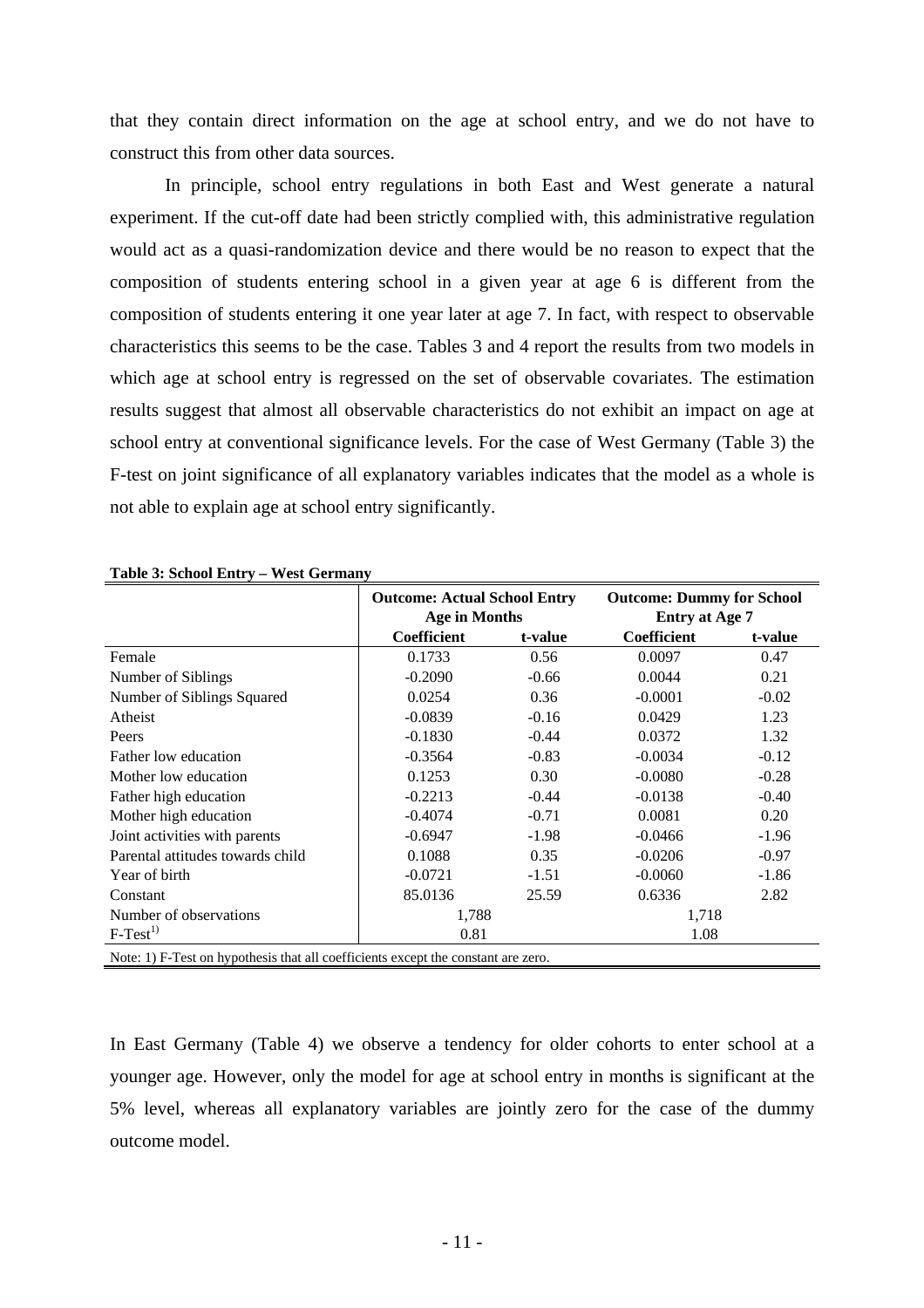that they contain direct information on the age at school entry, and we do not have to construct this from other data sources.

In principle, school entry regulations in both East and West generate a natural experiment. If the cut-off date had been strictly complied with, this administrative regulation would act as a quasi-randomization device and there would be no reason to expect that the composition of students entering school in a given year at age 6 is different from the composition of students entering it one year later at age 7. In fact, with respect to observable characteristics this seems to be the case. Tables 3 and 4 report the results from two models in which age at school entry is regressed on the set of observable covariates. The estimation results suggest that almost all observable characteristics do not exhibit an impact on age at school entry at conventional significance levels. For the case of West Germany (Table 3) the F-test on joint significance of all explanatory variables indicates that the model as a whole is not able to explain age at school entry significantly.

**Table 3: School Entry – West Germany**

| | **Outcome: Actual School Entry Age in Months** | | **Outcome: Dummy for School Entry at Age 7** | |
|---|---|---|---|---|
| | **Coefficient** | **t-value** | **Coefficient** | **t-value** |
| Female | 0.1733 | 0.56 | 0.0097 | 0.47 |
| Number of Siblings | -0.2090 | -0.66 | 0.0044 | 0.21 |
| Number of Siblings Squared | 0.0254 | 0.36 | -0.0001 | -0.02 |
| Atheist | -0.0839 | -0.16 | 0.0429 | 1.23 |
| Peers | -0.1830 | -0.44 | 0.0372 | 1.32 |
| Father low education | -0.3564 | -0.83 | -0.0034 | -0.12 |
| Mother low education | 0.1253 | 0.30 | -0.0080 | -0.28 |
| Father high education | -0.2213 | -0.44 | -0.0138 | -0.40 |
| Mother high education | -0.4074 | -0.71 | 0.0081 | 0.20 |
| Joint activities with parents | -0.6947 | -1.98 | -0.0466 | -1.96 |
| Parental attitudes towards child | 0.1088 | 0.35 | -0.0206 | -0.97 |
| Year of birth | -0.0721 | -1.51 | -0.0060 | -1.86 |
| Constant | 85.0136 | 25.59 | 0.6336 | 2.82 |
| Number of observations | 1,788 | | 1,718 | |
| F-Test[1)] | 0.81 | | 1.08 | |

Note: 1) F-Test on hypothesis that all coefficients except the constant are zero.

In East Germany (Table 4) we observe a tendency for older cohorts to enter school at a younger age. However, only the model for age at school entry in months is significant at the 5% level, whereas all explanatory variables are jointly zero for the case of the dummy outcome model.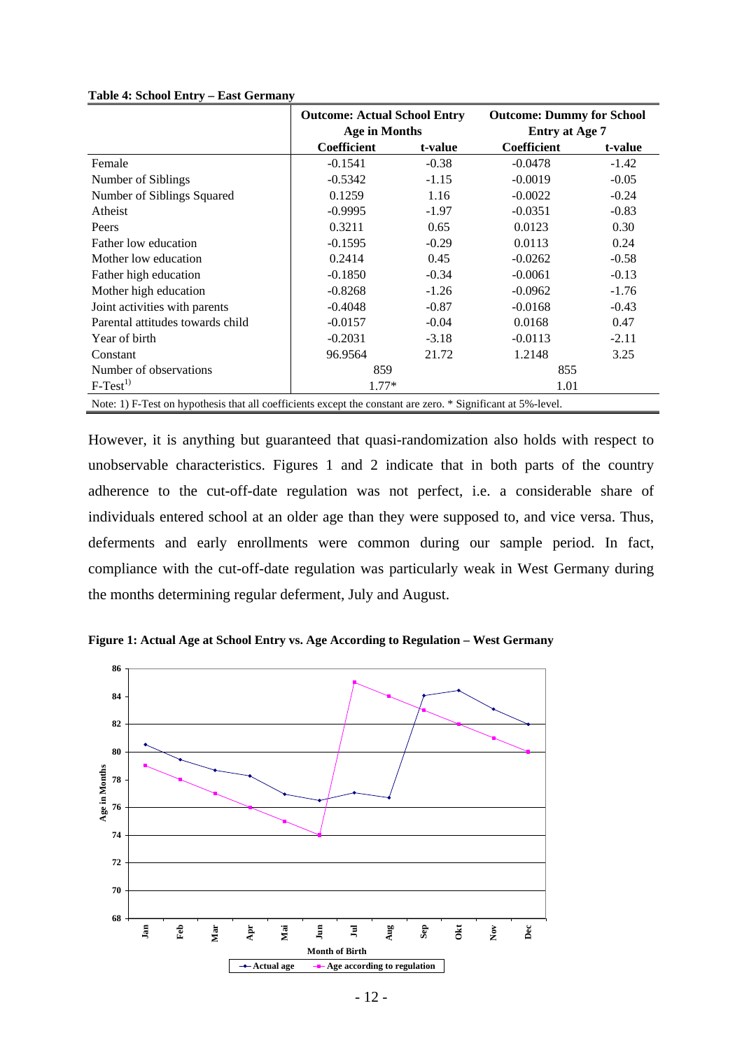**Table 4: School Entry – East Germany**

| | Outcome: Actual School Entry Age in Months | | Outcome: Dummy for School Entry at Age 7 | |
|---|---|---|---|---|
| | Coefficient | t-value | Coefficient | t-value |
| Female | -0.1541 | -0.38 | -0.0478 | -1.42 |
| Number of Siblings | -0.5342 | -1.15 | -0.0019 | -0.05 |
| Number of Siblings Squared | 0.1259 | 1.16 | -0.0022 | -0.24 |
| Atheist | -0.9995 | -1.97 | -0.0351 | -0.83 |
| Peers | 0.3211 | 0.65 | 0.0123 | 0.30 |
| Father low education | -0.1595 | -0.29 | 0.0113 | 0.24 |
| Mother low education | 0.2414 | 0.45 | -0.0262 | -0.58 |
| Father high education | -0.1850 | -0.34 | -0.0061 | -0.13 |
| Mother high education | -0.8268 | -1.26 | -0.0962 | -1.76 |
| Joint activities with parents | -0.4048 | -0.87 | -0.0168 | -0.43 |
| Parental attitudes towards child | -0.0157 | -0.04 | 0.0168 | 0.47 |
| Year of birth | -0.2031 | -3.18 | -0.0113 | -2.11 |
| Constant | 96.9564 | 21.72 | 1.2148 | 3.25 |
| Number of observations | 859 | | 855 | |
| F-Test[1)] | 1.77* | | 1.01 | |

Note: 1) F-Test on hypothesis that all coefficients except the constant are zero. * Significant at 5%-level.

However, it is anything but guaranteed that quasi-randomization also holds with respect to unobservable characteristics. Figures 1 and 2 indicate that in both parts of the country adherence to the cut-off-date regulation was not perfect, i.e. a considerable share of individuals entered school at an older age than they were supposed to, and vice versa. Thus, deferments and early enrollments were common during our sample period. In fact, compliance with the cut-off-date regulation was particularly weak in West Germany during the months determining regular deferment, July and August.

**Figure 1: Actual Age at School Entry vs. Age According to Regulation – West Germany**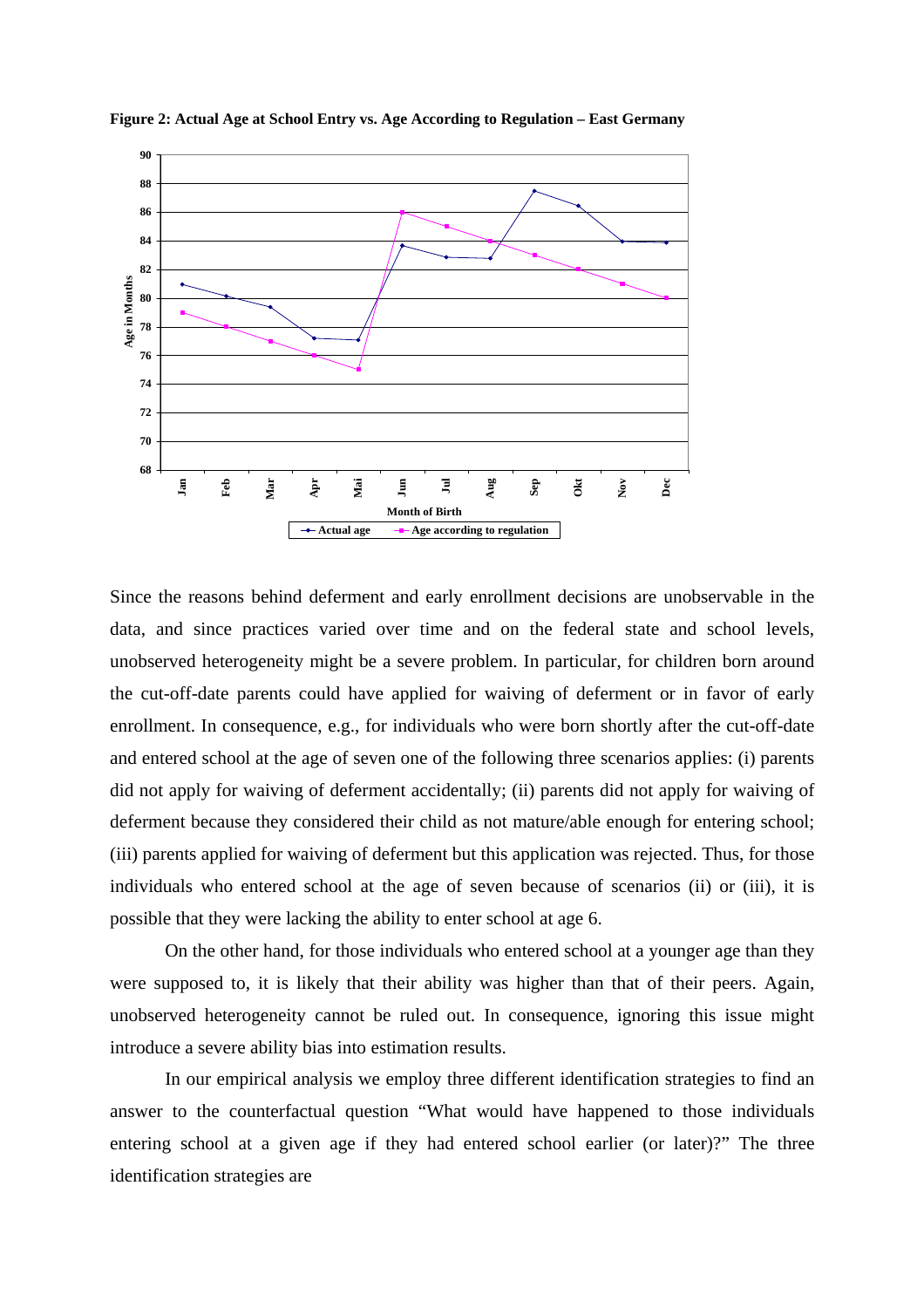**Figure 2: Actual Age at School Entry vs. Age According to Regulation – East Germany**

Since the reasons behind deferment and early enrollment decisions are unobservable in the data, and since practices varied over time and on the federal state and school levels, unobserved heterogeneity might be a severe problem. In particular, for children born around the cut-off-date parents could have applied for waiving of deferment or in favor of early enrollment. In consequence, e.g., for individuals who were born shortly after the cut-off-date and entered school at the age of seven one of the following three scenarios applies: (i) parents did not apply for waiving of deferment accidentally; (ii) parents did not apply for waiving of deferment because they considered their child as not mature/able enough for entering school; (iii) parents applied for waiving of deferment but this application was rejected. Thus, for those individuals who entered school at the age of seven because of scenarios (ii) or (iii), it is possible that they were lacking the ability to enter school at age 6.

On the other hand, for those individuals who entered school at a younger age than they were supposed to, it is likely that their ability was higher than that of their peers. Again, unobserved heterogeneity cannot be ruled out. In consequence, ignoring this issue might introduce a severe ability bias into estimation results.

In our empirical analysis we employ three different identification strategies to find an answer to the counterfactual question "What would have happened to those individuals entering school at a given age if they had entered school earlier (or later)?" The three identification strategies are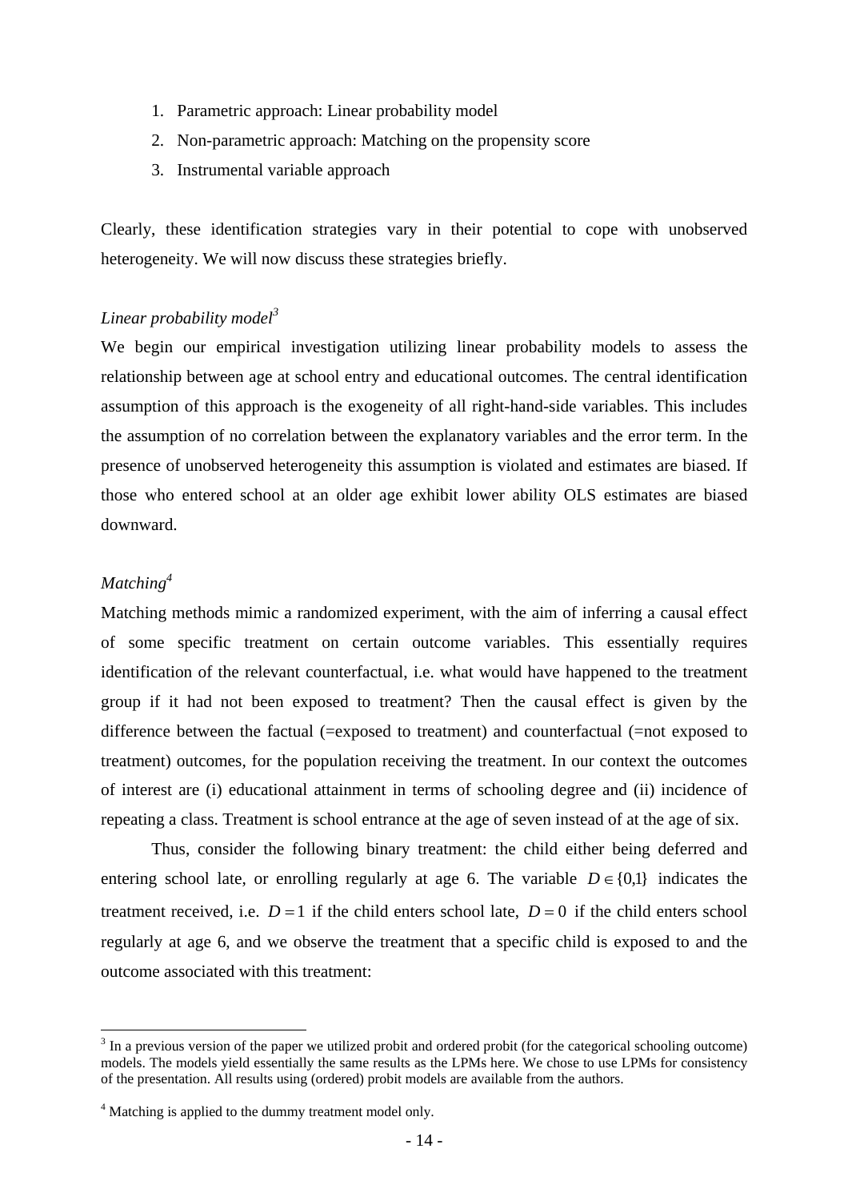1. Parametric approach: Linear probability model
2. Non-parametric approach: Matching on the propensity score
3. Instrumental variable approach

Clearly, these identification strategies vary in their potential to cope with unobserved heterogeneity. We will now discuss these strategies briefly.

*Linear probability model*[3]

We begin our empirical investigation utilizing linear probability models to assess the relationship between age at school entry and educational outcomes. The central identification assumption of this approach is the exogeneity of all right-hand-side variables. This includes the assumption of no correlation between the explanatory variables and the error term. In the presence of unobserved heterogeneity this assumption is violated and estimates are biased. If those who entered school at an older age exhibit lower ability OLS estimates are biased downward.

*Matching*[4]

Matching methods mimic a randomized experiment, with the aim of inferring a causal effect of some specific treatment on certain outcome variables. This essentially requires identification of the relevant counterfactual, i.e. what would have happened to the treatment group if it had not been exposed to treatment? Then the causal effect is given by the difference between the factual (=exposed to treatment) and counterfactual (=not exposed to treatment) outcomes, for the population receiving the treatment. In our context the outcomes of interest are (i) educational attainment in terms of schooling degree and (ii) incidence of repeating a class. Treatment is school entrance at the age of seven instead of at the age of six.

Thus, consider the following binary treatment: the child either being deferred and entering school late, or enrolling regularly at age 6. The variable $D \in \{0,1\}$ indicates the treatment received, i.e. $D = 1$ if the child enters school late, $D = 0$ if the child enters school regularly at age 6, and we observe the treatment that a specific child is exposed to and the outcome associated with this treatment:

---

[3] In a previous version of the paper we utilized probit and ordered probit (for the categorical schooling outcome) models. The models yield essentially the same results as the LPMs here. We chose to use LPMs for consistency of the presentation. All results using (ordered) probit models are available from the authors.

[4] Matching is applied to the dummy treatment model only.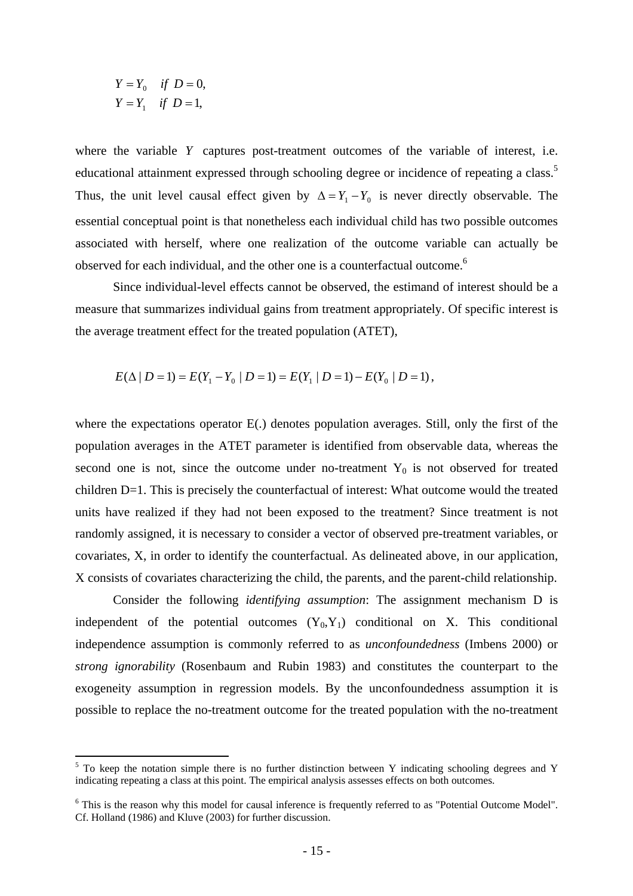$$Y = Y_0 \quad if \;\; D = 0,$$
$$Y = Y_1 \quad if \;\; D = 1,$$

where the variable $Y$ captures post-treatment outcomes of the variable of interest, i.e. educational attainment expressed through schooling degree or incidence of repeating a class.[5] Thus, the unit level causal effect given by $\Delta = Y_1 - Y_0$ is never directly observable. The essential conceptual point is that nonetheless each individual child has two possible outcomes associated with herself, where one realization of the outcome variable can actually be observed for each individual, and the other one is a counterfactual outcome.[6]

Since individual-level effects cannot be observed, the estimand of interest should be a measure that summarizes individual gains from treatment appropriately. Of specific interest is the average treatment effect for the treated population (ATET),

$$E(\Delta \mid D = 1) = E(Y_1 - Y_0 \mid D = 1) = E(Y_1 \mid D = 1) - E(Y_0 \mid D = 1),$$

where the expectations operator E(.) denotes population averages. Still, only the first of the population averages in the ATET parameter is identified from observable data, whereas the second one is not, since the outcome under no-treatment $Y_0$ is not observed for treated children D=1. This is precisely the counterfactual of interest: What outcome would the treated units have realized if they had not been exposed to the treatment? Since treatment is not randomly assigned, it is necessary to consider a vector of observed pre-treatment variables, or covariates, X, in order to identify the counterfactual. As delineated above, in our application, X consists of covariates characterizing the child, the parents, and the parent-child relationship.

Consider the following *identifying assumption*: The assignment mechanism D is independent of the potential outcomes $(Y_0,Y_1)$ conditional on X. This conditional independence assumption is commonly referred to as *unconfoundedness* (Imbens 2000) or *strong ignorability* (Rosenbaum and Rubin 1983) and constitutes the counterpart to the exogeneity assumption in regression models. By the unconfoundedness assumption it is possible to replace the no-treatment outcome for the treated population with the no-treatment

[5] To keep the notation simple there is no further distinction between Y indicating schooling degrees and Y indicating repeating a class at this point. The empirical analysis assesses effects on both outcomes.

[6] This is the reason why this model for causal inference is frequently referred to as "Potential Outcome Model". Cf. Holland (1986) and Kluve (2003) for further discussion.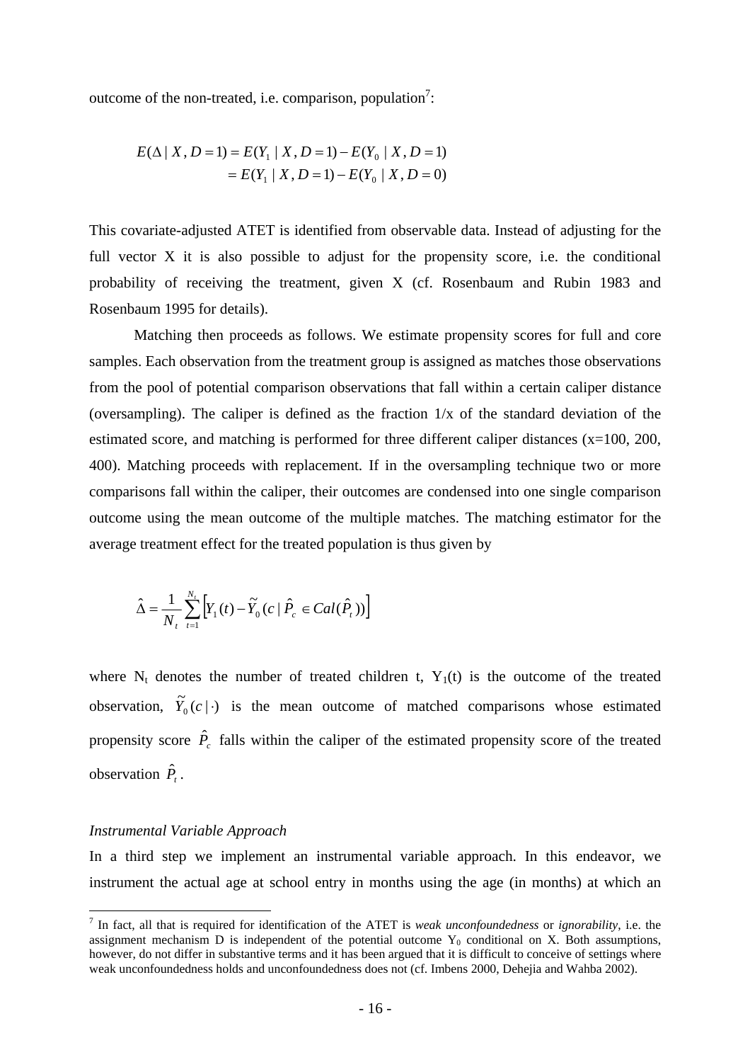outcome of the non-treated, i.e. comparison, population[7]:

$$
\begin{aligned}
E(\Delta \mid X, D=1) &= E(Y_1 \mid X, D=1) - E(Y_0 \mid X, D=1) \\
&= E(Y_1 \mid X, D=1) - E(Y_0 \mid X, D=0)
\end{aligned}
$$

This covariate-adjusted ATET is identified from observable data. Instead of adjusting for the full vector X it is also possible to adjust for the propensity score, i.e. the conditional probability of receiving the treatment, given X (cf. Rosenbaum and Rubin 1983 and Rosenbaum 1995 for details).

Matching then proceeds as follows. We estimate propensity scores for full and core samples. Each observation from the treatment group is assigned as matches those observations from the pool of potential comparison observations that fall within a certain caliper distance (oversampling). The caliper is defined as the fraction 1/x of the standard deviation of the estimated score, and matching is performed for three different caliper distances (x=100, 200, 400). Matching proceeds with replacement. If in the oversampling technique two or more comparisons fall within the caliper, their outcomes are condensed into one single comparison outcome using the mean outcome of the multiple matches. The matching estimator for the average treatment effect for the treated population is thus given by

$$
\hat{\Delta} = \frac{1}{N_t} \sum_{t=1}^{N_t} \left[ Y_1(t) - \tilde{Y}_0(c \mid \hat{P}_c \in Cal(\hat{P}_t)) \right]
$$

where $N_t$ denotes the number of treated children t, $Y_1(t)$ is the outcome of the treated observation, $\tilde{Y}_0(c \mid \cdot)$ is the mean outcome of matched comparisons whose estimated propensity score $\hat{P}_c$ falls within the caliper of the estimated propensity score of the treated observation $\hat{P}_t$.

*Instrumental Variable Approach*

In a third step we implement an instrumental variable approach. In this endeavor, we instrument the actual age at school entry in months using the age (in months) at which an

---

[7] In fact, all that is required for identification of the ATET is *weak unconfoundedness* or *ignorability*, i.e. the assignment mechanism D is independent of the potential outcome $Y_0$ conditional on X. Both assumptions, however, do not differ in substantive terms and it has been argued that it is difficult to conceive of settings where weak unconfoundedness holds and unconfoundedness does not (cf. Imbens 2000, Dehejia and Wahba 2002).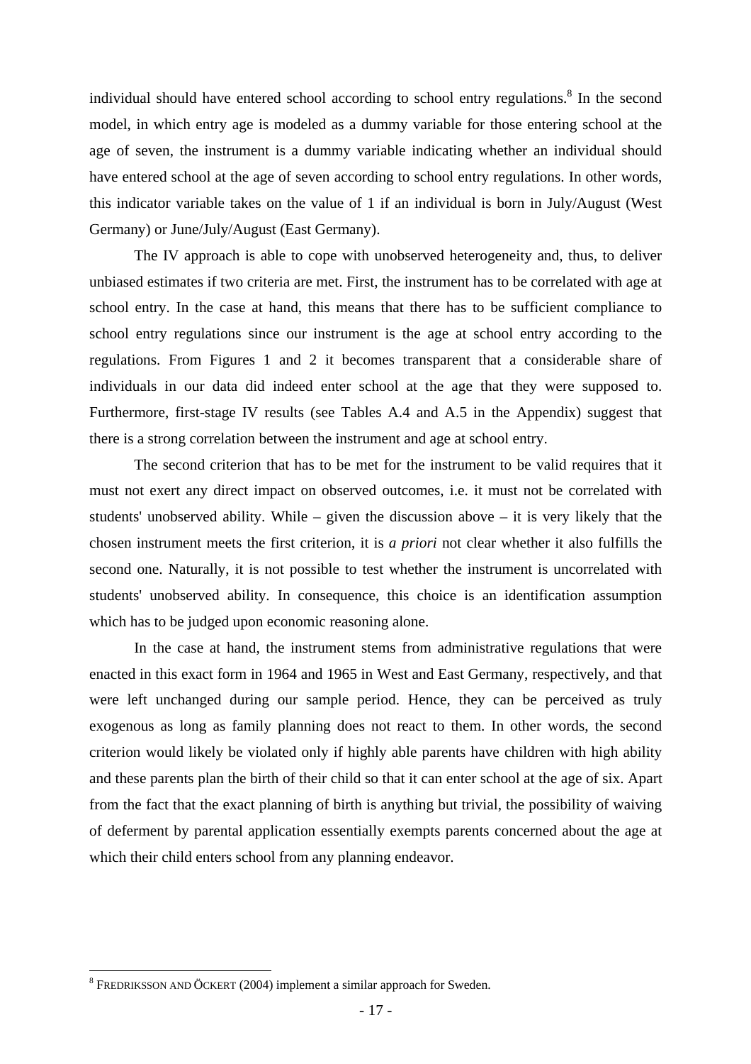individual should have entered school according to school entry regulations.[8] In the second model, in which entry age is modeled as a dummy variable for those entering school at the age of seven, the instrument is a dummy variable indicating whether an individual should have entered school at the age of seven according to school entry regulations. In other words, this indicator variable takes on the value of 1 if an individual is born in July/August (West Germany) or June/July/August (East Germany).

The IV approach is able to cope with unobserved heterogeneity and, thus, to deliver unbiased estimates if two criteria are met. First, the instrument has to be correlated with age at school entry. In the case at hand, this means that there has to be sufficient compliance to school entry regulations since our instrument is the age at school entry according to the regulations. From Figures 1 and 2 it becomes transparent that a considerable share of individuals in our data did indeed enter school at the age that they were supposed to. Furthermore, first-stage IV results (see Tables A.4 and A.5 in the Appendix) suggest that there is a strong correlation between the instrument and age at school entry.

The second criterion that has to be met for the instrument to be valid requires that it must not exert any direct impact on observed outcomes, i.e. it must not be correlated with students' unobserved ability. While – given the discussion above – it is very likely that the chosen instrument meets the first criterion, it is *a priori* not clear whether it also fulfills the second one. Naturally, it is not possible to test whether the instrument is uncorrelated with students' unobserved ability. In consequence, this choice is an identification assumption which has to be judged upon economic reasoning alone.

In the case at hand, the instrument stems from administrative regulations that were enacted in this exact form in 1964 and 1965 in West and East Germany, respectively, and that were left unchanged during our sample period. Hence, they can be perceived as truly exogenous as long as family planning does not react to them. In other words, the second criterion would likely be violated only if highly able parents have children with high ability and these parents plan the birth of their child so that it can enter school at the age of six. Apart from the fact that the exact planning of birth is anything but trivial, the possibility of waiving of deferment by parental application essentially exempts parents concerned about the age at which their child enters school from any planning endeavor.

[8] FREDRIKSSON AND ÖCKERT (2004) implement a similar approach for Sweden.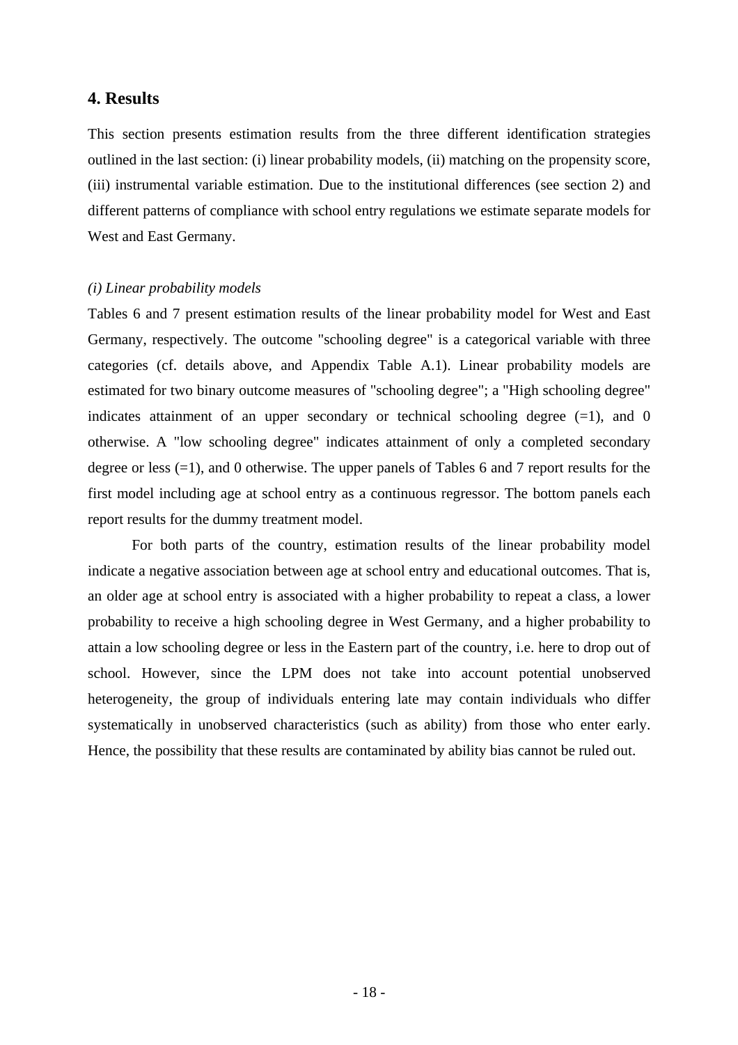## 4. Results

This section presents estimation results from the three different identification strategies outlined in the last section: (i) linear probability models, (ii) matching on the propensity score, (iii) instrumental variable estimation. Due to the institutional differences (see section 2) and different patterns of compliance with school entry regulations we estimate separate models for West and East Germany.

*(i) Linear probability models*

Tables 6 and 7 present estimation results of the linear probability model for West and East Germany, respectively. The outcome "schooling degree" is a categorical variable with three categories (cf. details above, and Appendix Table A.1). Linear probability models are estimated for two binary outcome measures of "schooling degree"; a "High schooling degree" indicates attainment of an upper secondary or technical schooling degree (=1), and 0 otherwise. A "low schooling degree" indicates attainment of only a completed secondary degree or less (=1), and 0 otherwise. The upper panels of Tables 6 and 7 report results for the first model including age at school entry as a continuous regressor. The bottom panels each report results for the dummy treatment model.

For both parts of the country, estimation results of the linear probability model indicate a negative association between age at school entry and educational outcomes. That is, an older age at school entry is associated with a higher probability to repeat a class, a lower probability to receive a high schooling degree in West Germany, and a higher probability to attain a low schooling degree or less in the Eastern part of the country, i.e. here to drop out of school. However, since the LPM does not take into account potential unobserved heterogeneity, the group of individuals entering late may contain individuals who differ systematically in unobserved characteristics (such as ability) from those who enter early. Hence, the possibility that these results are contaminated by ability bias cannot be ruled out.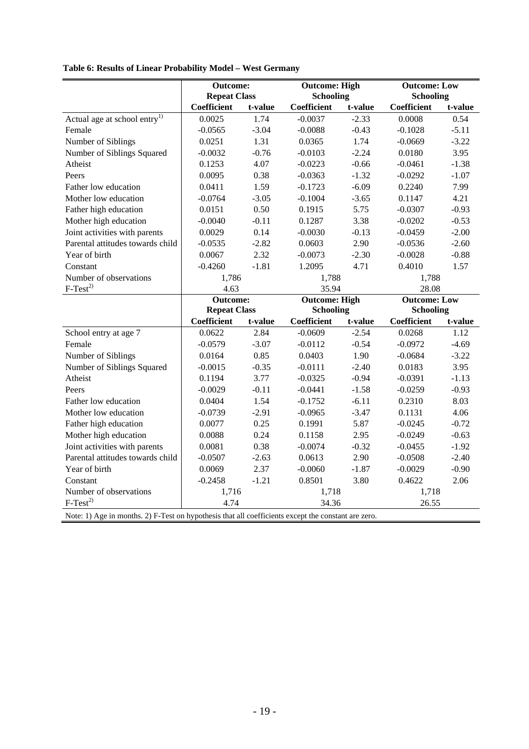**Table 6: Results of Linear Probability Model – West Germany**

| | Outcome: Repeat Class | | Outcome: High Schooling | | Outcome: Low Schooling | |
|---|---|---|---|---|---|---|
| | Coefficient | t-value | Coefficient | t-value | Coefficient | t-value |
| Actual age at school entry[1)] | 0.0025 | 1.74 | -0.0037 | -2.33 | 0.0008 | 0.54 |
| Female | -0.0565 | -3.04 | -0.0088 | -0.43 | -0.1028 | -5.11 |
| Number of Siblings | 0.0251 | 1.31 | 0.0365 | 1.74 | -0.0669 | -3.22 |
| Number of Siblings Squared | -0.0032 | -0.76 | -0.0103 | -2.24 | 0.0180 | 3.95 |
| Atheist | 0.1253 | 4.07 | -0.0223 | -0.66 | -0.0461 | -1.38 |
| Peers | 0.0095 | 0.38 | -0.0363 | -1.32 | -0.0292 | -1.07 |
| Father low education | 0.0411 | 1.59 | -0.1723 | -6.09 | 0.2240 | 7.99 |
| Mother low education | -0.0764 | -3.05 | -0.1004 | -3.65 | 0.1147 | 4.21 |
| Father high education | 0.0151 | 0.50 | 0.1915 | 5.75 | -0.0307 | -0.93 |
| Mother high education | -0.0040 | -0.11 | 0.1287 | 3.38 | -0.0202 | -0.53 |
| Joint activities with parents | 0.0029 | 0.14 | -0.0030 | -0.13 | -0.0459 | -2.00 |
| Parental attitudes towards child | -0.0535 | -2.82 | 0.0603 | 2.90 | -0.0536 | -2.60 |
| Year of birth | 0.0067 | 2.32 | -0.0073 | -2.30 | -0.0028 | -0.88 |
| Constant | -0.4260 | -1.81 | 1.2095 | 4.71 | 0.4010 | 1.57 |
| Number of observations | 1,786 | | 1,788 | | 1,788 | |
| F-Test[2)] | 4.63 | | 35.94 | | 28.08 | |
| | **Outcome: Repeat Class** | | **Outcome: High Schooling** | | **Outcome: Low Schooling** | |
| | **Coefficient** | **t-value** | **Coefficient** | **t-value** | **Coefficient** | **t-value** |
| School entry at age 7 | 0.0622 | 2.84 | -0.0609 | -2.54 | 0.0268 | 1.12 |
| Female | -0.0579 | -3.07 | -0.0112 | -0.54 | -0.0972 | -4.69 |
| Number of Siblings | 0.0164 | 0.85 | 0.0403 | 1.90 | -0.0684 | -3.22 |
| Number of Siblings Squared | -0.0015 | -0.35 | -0.0111 | -2.40 | 0.0183 | 3.95 |
| Atheist | 0.1194 | 3.77 | -0.0325 | -0.94 | -0.0391 | -1.13 |
| Peers | -0.0029 | -0.11 | -0.0441 | -1.58 | -0.0259 | -0.93 |
| Father low education | 0.0404 | 1.54 | -0.1752 | -6.11 | 0.2310 | 8.03 |
| Mother low education | -0.0739 | -2.91 | -0.0965 | -3.47 | 0.1131 | 4.06 |
| Father high education | 0.0077 | 0.25 | 0.1991 | 5.87 | -0.0245 | -0.72 |
| Mother high education | 0.0088 | 0.24 | 0.1158 | 2.95 | -0.0249 | -0.63 |
| Joint activities with parents | 0.0081 | 0.38 | -0.0074 | -0.32 | -0.0455 | -1.92 |
| Parental attitudes towards child | -0.0507 | -2.63 | 0.0613 | 2.90 | -0.0508 | -2.40 |
| Year of birth | 0.0069 | 2.37 | -0.0060 | -1.87 | -0.0029 | -0.90 |
| Constant | -0.2458 | -1.21 | 0.8501 | 3.80 | 0.4622 | 2.06 |
| Number of observations | 1,716 | | 1,718 | | 1,718 | |
| F-Test[2)] | 4.74 | | 34.36 | | 26.55 | |

Note: 1) Age in months. 2) F-Test on hypothesis that all coefficients except the constant are zero.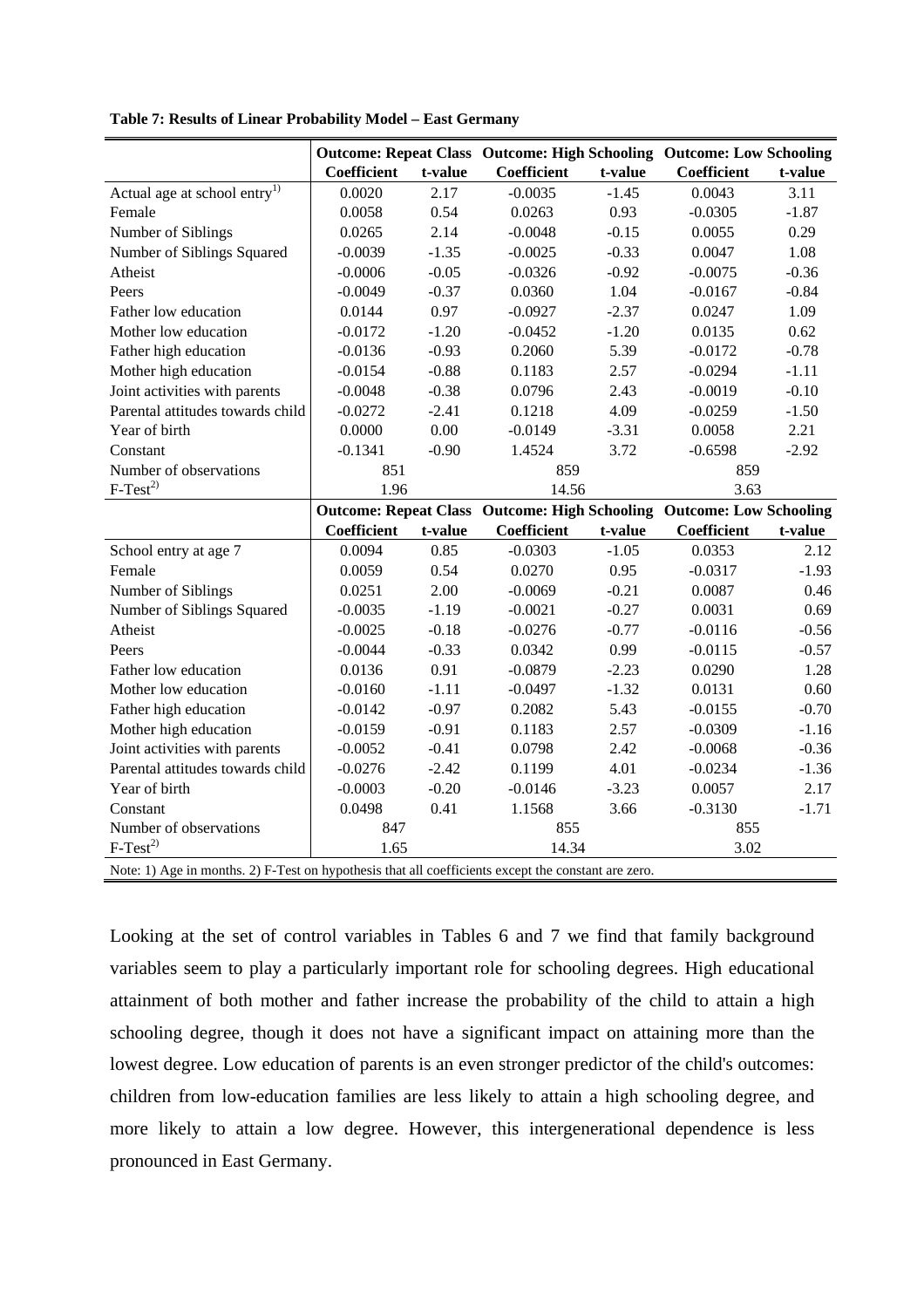**Table 7: Results of Linear Probability Model – East Germany**

| | Outcome: Repeat Class | | Outcome: High Schooling | | Outcome: Low Schooling | |
|---|---|---|---|---|---|---|
| | Coefficient | t-value | Coefficient | t-value | Coefficient | t-value |
| Actual age at school entry[1] | 0.0020 | 2.17 | -0.0035 | -1.45 | 0.0043 | 3.11 |
| Female | 0.0058 | 0.54 | 0.0263 | 0.93 | -0.0305 | -1.87 |
| Number of Siblings | 0.0265 | 2.14 | -0.0048 | -0.15 | 0.0055 | 0.29 |
| Number of Siblings Squared | -0.0039 | -1.35 | -0.0025 | -0.33 | 0.0047 | 1.08 |
| Atheist | -0.0006 | -0.05 | -0.0326 | -0.92 | -0.0075 | -0.36 |
| Peers | -0.0049 | -0.37 | 0.0360 | 1.04 | -0.0167 | -0.84 |
| Father low education | 0.0144 | 0.97 | -0.0927 | -2.37 | 0.0247 | 1.09 |
| Mother low education | -0.0172 | -1.20 | -0.0452 | -1.20 | 0.0135 | 0.62 |
| Father high education | -0.0136 | -0.93 | 0.2060 | 5.39 | -0.0172 | -0.78 |
| Mother high education | -0.0154 | -0.88 | 0.1183 | 2.57 | -0.0294 | -1.11 |
| Joint activities with parents | -0.0048 | -0.38 | 0.0796 | 2.43 | -0.0019 | -0.10 |
| Parental attitudes towards child | -0.0272 | -2.41 | 0.1218 | 4.09 | -0.0259 | -1.50 |
| Year of birth | 0.0000 | 0.00 | -0.0149 | -3.31 | 0.0058 | 2.21 |
| Constant | -0.1341 | -0.90 | 1.4524 | 3.72 | -0.6598 | -2.92 |
| Number of observations | 851 | | 859 | | 859 | |
| F-Test[2] | 1.96 | | 14.56 | | 3.63 | |
| | **Outcome: Repeat Class** | | **Outcome: High Schooling** | | **Outcome: Low Schooling** | |
| | **Coefficient** | **t-value** | **Coefficient** | **t-value** | **Coefficient** | **t-value** |
| School entry at age 7 | 0.0094 | 0.85 | -0.0303 | -1.05 | 0.0353 | 2.12 |
| Female | 0.0059 | 0.54 | 0.0270 | 0.95 | -0.0317 | -1.93 |
| Number of Siblings | 0.0251 | 2.00 | -0.0069 | -0.21 | 0.0087 | 0.46 |
| Number of Siblings Squared | -0.0035 | -1.19 | -0.0021 | -0.27 | 0.0031 | 0.69 |
| Atheist | -0.0025 | -0.18 | -0.0276 | -0.77 | -0.0116 | -0.56 |
| Peers | -0.0044 | -0.33 | 0.0342 | 0.99 | -0.0115 | -0.57 |
| Father low education | 0.0136 | 0.91 | -0.0879 | -2.23 | 0.0290 | 1.28 |
| Mother low education | -0.0160 | -1.11 | -0.0497 | -1.32 | 0.0131 | 0.60 |
| Father high education | -0.0142 | -0.97 | 0.2082 | 5.43 | -0.0155 | -0.70 |
| Mother high education | -0.0159 | -0.91 | 0.1183 | 2.57 | -0.0309 | -1.16 |
| Joint activities with parents | -0.0052 | -0.41 | 0.0798 | 2.42 | -0.0068 | -0.36 |
| Parental attitudes towards child | -0.0276 | -2.42 | 0.1199 | 4.01 | -0.0234 | -1.36 |
| Year of birth | -0.0003 | -0.20 | -0.0146 | -3.23 | 0.0057 | 2.17 |
| Constant | 0.0498 | 0.41 | 1.1568 | 3.66 | -0.3130 | -1.71 |
| Number of observations | 847 | | 855 | | 855 | |
| F-Test[2] | 1.65 | | 14.34 | | 3.02 | |

Note: 1) Age in months. 2) F-Test on hypothesis that all coefficients except the constant are zero.

Looking at the set of control variables in Tables 6 and 7 we find that family background variables seem to play a particularly important role for schooling degrees. High educational attainment of both mother and father increase the probability of the child to attain a high schooling degree, though it does not have a significant impact on attaining more than the lowest degree. Low education of parents is an even stronger predictor of the child's outcomes: children from low-education families are less likely to attain a high schooling degree, and more likely to attain a low degree. However, this intergenerational dependence is less pronounced in East Germany.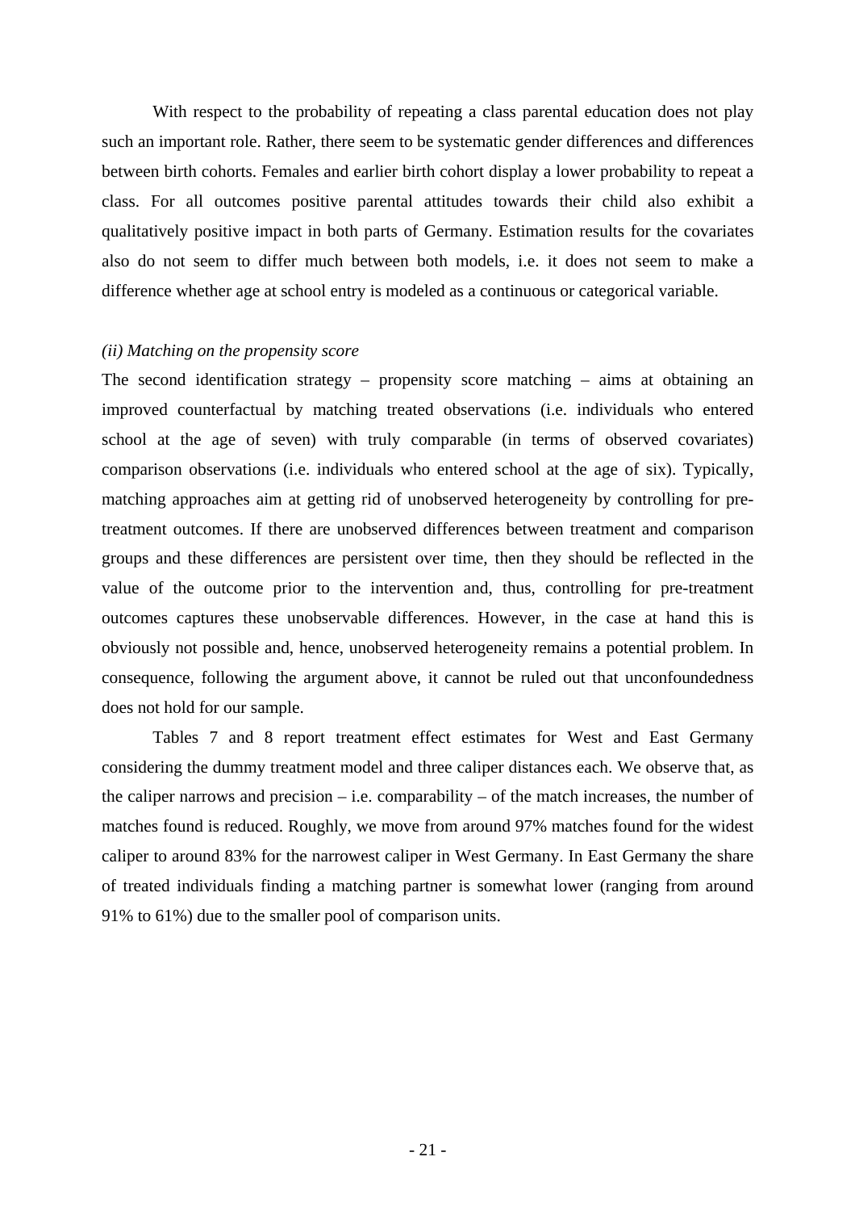With respect to the probability of repeating a class parental education does not play such an important role. Rather, there seem to be systematic gender differences and differences between birth cohorts. Females and earlier birth cohort display a lower probability to repeat a class. For all outcomes positive parental attitudes towards their child also exhibit a qualitatively positive impact in both parts of Germany. Estimation results for the covariates also do not seem to differ much between both models, i.e. it does not seem to make a difference whether age at school entry is modeled as a continuous or categorical variable.

*(ii) Matching on the propensity score*

The second identification strategy – propensity score matching – aims at obtaining an improved counterfactual by matching treated observations (i.e. individuals who entered school at the age of seven) with truly comparable (in terms of observed covariates) comparison observations (i.e. individuals who entered school at the age of six). Typically, matching approaches aim at getting rid of unobserved heterogeneity by controlling for pre-treatment outcomes. If there are unobserved differences between treatment and comparison groups and these differences are persistent over time, then they should be reflected in the value of the outcome prior to the intervention and, thus, controlling for pre-treatment outcomes captures these unobservable differences. However, in the case at hand this is obviously not possible and, hence, unobserved heterogeneity remains a potential problem. In consequence, following the argument above, it cannot be ruled out that unconfoundedness does not hold for our sample.

Tables 7 and 8 report treatment effect estimates for West and East Germany considering the dummy treatment model and three caliper distances each. We observe that, as the caliper narrows and precision – i.e. comparability – of the match increases, the number of matches found is reduced. Roughly, we move from around 97% matches found for the widest caliper to around 83% for the narrowest caliper in West Germany. In East Germany the share of treated individuals finding a matching partner is somewhat lower (ranging from around 91% to 61%) due to the smaller pool of comparison units.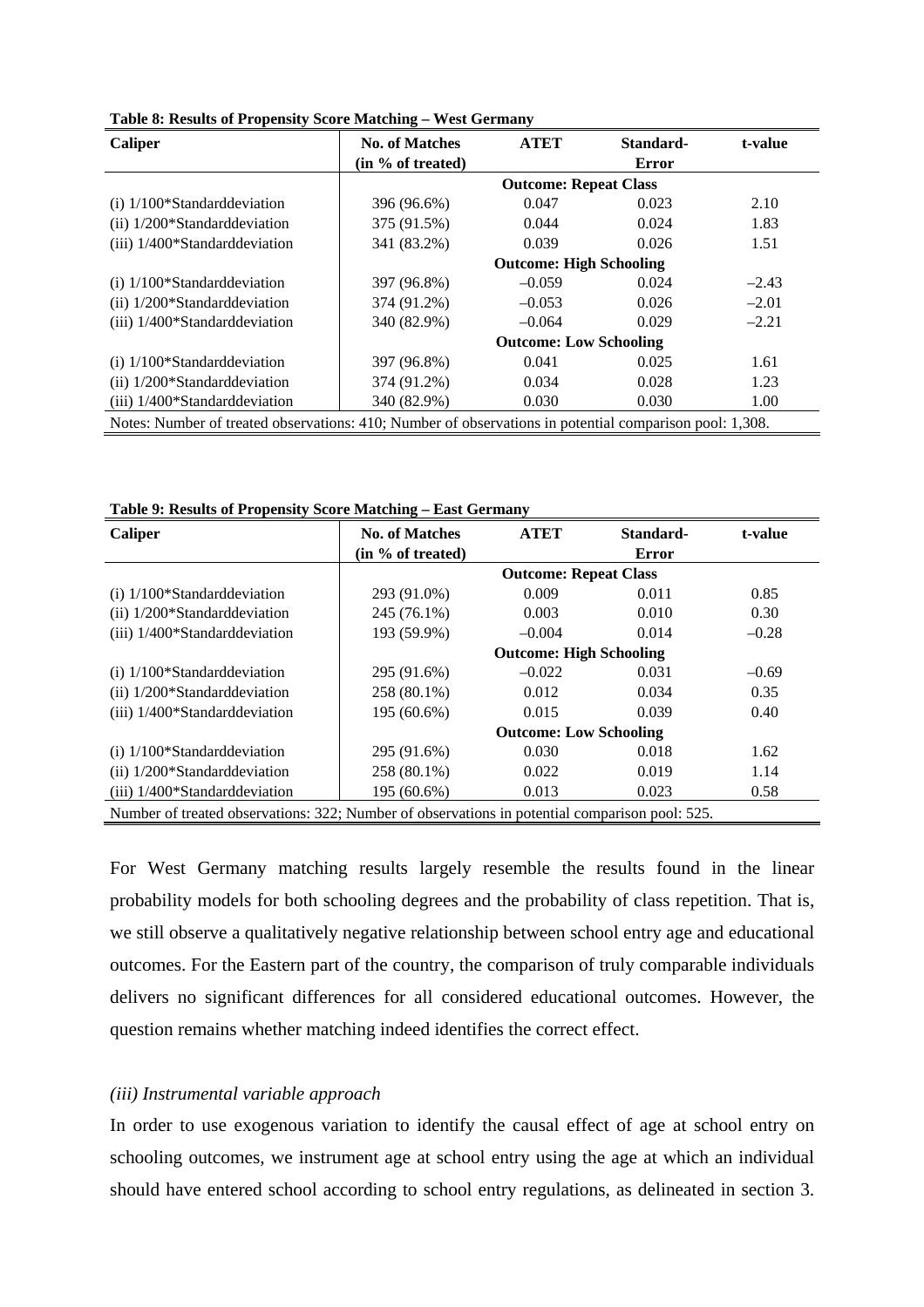**Table 8: Results of Propensity Score Matching – West Germany**

| Caliper | No. of Matches (in % of treated) | ATET | Standard-Error | t-value |
|---|---|---|---|---|
| | **Outcome: Repeat Class** | | | |
| (i) 1/100*Standarddeviation | 396 (96.6%) | 0.047 | 0.023 | 2.10 |
| (ii) 1/200*Standarddeviation | 375 (91.5%) | 0.044 | 0.024 | 1.83 |
| (iii) 1/400*Standarddeviation | 341 (83.2%) | 0.039 | 0.026 | 1.51 |
| | **Outcome: High Schooling** | | | |
| (i) 1/100*Standarddeviation | 397 (96.8%) | –0.059 | 0.024 | –2.43 |
| (ii) 1/200*Standarddeviation | 374 (91.2%) | –0.053 | 0.026 | –2.01 |
| (iii) 1/400*Standarddeviation | 340 (82.9%) | –0.064 | 0.029 | –2.21 |
| | **Outcome: Low Schooling** | | | |
| (i) 1/100*Standarddeviation | 397 (96.8%) | 0.041 | 0.025 | 1.61 |
| (ii) 1/200*Standarddeviation | 374 (91.2%) | 0.034 | 0.028 | 1.23 |
| (iii) 1/400*Standarddeviation | 340 (82.9%) | 0.030 | 0.030 | 1.00 |

Notes: Number of treated observations: 410; Number of observations in potential comparison pool: 1,308.

**Table 9: Results of Propensity Score Matching – East Germany**

| Caliper | No. of Matches (in % of treated) | ATET | Standard-Error | t-value |
|---|---|---|---|---|
| | **Outcome: Repeat Class** | | | |
| (i) 1/100*Standarddeviation | 293 (91.0%) | 0.009 | 0.011 | 0.85 |
| (ii) 1/200*Standarddeviation | 245 (76.1%) | 0.003 | 0.010 | 0.30 |
| (iii) 1/400*Standarddeviation | 193 (59.9%) | –0.004 | 0.014 | –0.28 |
| | **Outcome: High Schooling** | | | |
| (i) 1/100*Standarddeviation | 295 (91.6%) | –0.022 | 0.031 | –0.69 |
| (ii) 1/200*Standarddeviation | 258 (80.1%) | 0.012 | 0.034 | 0.35 |
| (iii) 1/400*Standarddeviation | 195 (60.6%) | 0.015 | 0.039 | 0.40 |
| | **Outcome: Low Schooling** | | | |
| (i) 1/100*Standarddeviation | 295 (91.6%) | 0.030 | 0.018 | 1.62 |
| (ii) 1/200*Standarddeviation | 258 (80.1%) | 0.022 | 0.019 | 1.14 |
| (iii) 1/400*Standarddeviation | 195 (60.6%) | 0.013 | 0.023 | 0.58 |

Number of treated observations: 322; Number of observations in potential comparison pool: 525.

For West Germany matching results largely resemble the results found in the linear probability models for both schooling degrees and the probability of class repetition. That is, we still observe a qualitatively negative relationship between school entry age and educational outcomes. For the Eastern part of the country, the comparison of truly comparable individuals delivers no significant differences for all considered educational outcomes. However, the question remains whether matching indeed identifies the correct effect.

*(iii) Instrumental variable approach*

In order to use exogenous variation to identify the causal effect of age at school entry on schooling outcomes, we instrument age at school entry using the age at which an individual should have entered school according to school entry regulations, as delineated in section 3.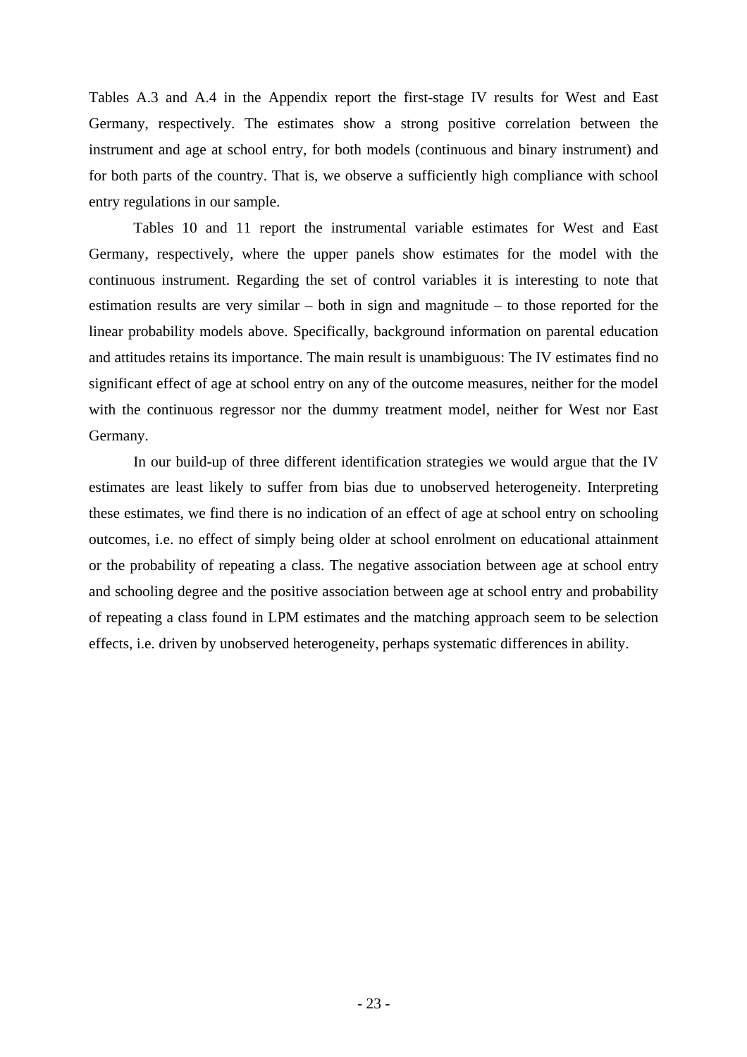Tables A.3 and A.4 in the Appendix report the first-stage IV results for West and East Germany, respectively. The estimates show a strong positive correlation between the instrument and age at school entry, for both models (continuous and binary instrument) and for both parts of the country. That is, we observe a sufficiently high compliance with school entry regulations in our sample.

Tables 10 and 11 report the instrumental variable estimates for West and East Germany, respectively, where the upper panels show estimates for the model with the continuous instrument. Regarding the set of control variables it is interesting to note that estimation results are very similar – both in sign and magnitude – to those reported for the linear probability models above. Specifically, background information on parental education and attitudes retains its importance. The main result is unambiguous: The IV estimates find no significant effect of age at school entry on any of the outcome measures, neither for the model with the continuous regressor nor the dummy treatment model, neither for West nor East Germany.

In our build-up of three different identification strategies we would argue that the IV estimates are least likely to suffer from bias due to unobserved heterogeneity. Interpreting these estimates, we find there is no indication of an effect of age at school entry on schooling outcomes, i.e. no effect of simply being older at school enrolment on educational attainment or the probability of repeating a class. The negative association between age at school entry and schooling degree and the positive association between age at school entry and probability of repeating a class found in LPM estimates and the matching approach seem to be selection effects, i.e. driven by unobserved heterogeneity, perhaps systematic differences in ability.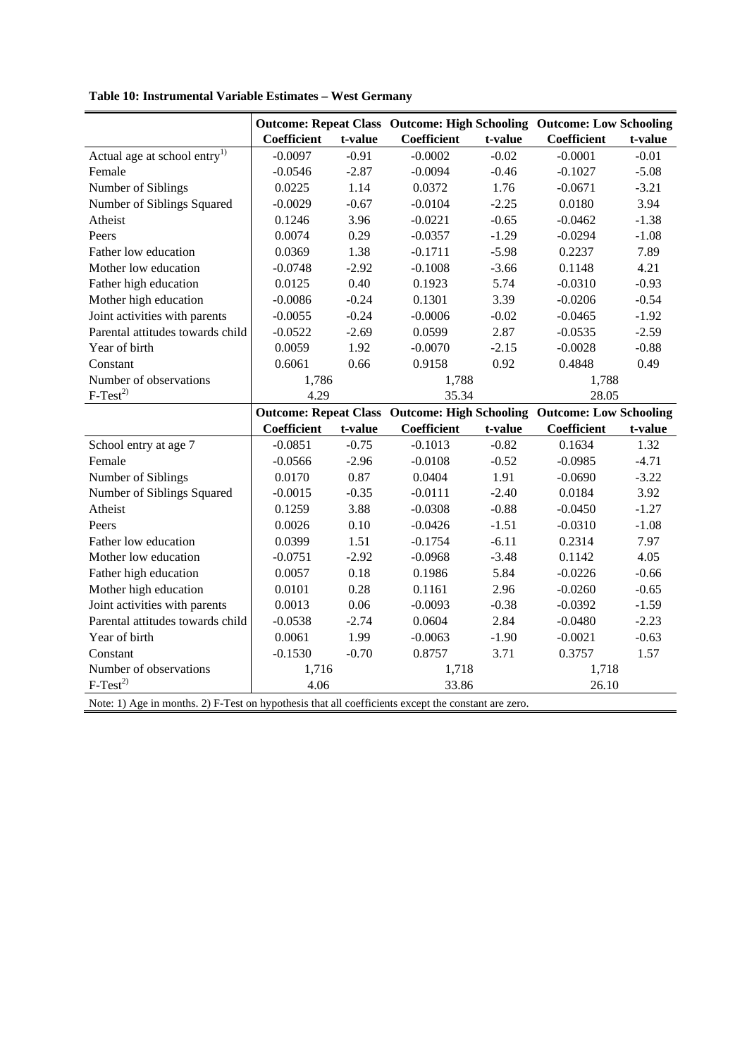**Table 10: Instrumental Variable Estimates – West Germany**

| | Outcome: Repeat Class | | Outcome: High Schooling | | Outcome: Low Schooling | |
|---|---|---|---|---|---|---|
| | Coefficient | t-value | Coefficient | t-value | Coefficient | t-value |
| Actual age at school entry[1)] | -0.0097 | -0.91 | -0.0002 | -0.02 | -0.0001 | -0.01 |
| Female | -0.0546 | -2.87 | -0.0094 | -0.46 | -0.1027 | -5.08 |
| Number of Siblings | 0.0225 | 1.14 | 0.0372 | 1.76 | -0.0671 | -3.21 |
| Number of Siblings Squared | -0.0029 | -0.67 | -0.0104 | -2.25 | 0.0180 | 3.94 |
| Atheist | 0.1246 | 3.96 | -0.0221 | -0.65 | -0.0462 | -1.38 |
| Peers | 0.0074 | 0.29 | -0.0357 | -1.29 | -0.0294 | -1.08 |
| Father low education | 0.0369 | 1.38 | -0.1711 | -5.98 | 0.2237 | 7.89 |
| Mother low education | -0.0748 | -2.92 | -0.1008 | -3.66 | 0.1148 | 4.21 |
| Father high education | 0.0125 | 0.40 | 0.1923 | 5.74 | -0.0310 | -0.93 |
| Mother high education | -0.0086 | -0.24 | 0.1301 | 3.39 | -0.0206 | -0.54 |
| Joint activities with parents | -0.0055 | -0.24 | -0.0006 | -0.02 | -0.0465 | -1.92 |
| Parental attitudes towards child | -0.0522 | -2.69 | 0.0599 | 2.87 | -0.0535 | -2.59 |
| Year of birth | 0.0059 | 1.92 | -0.0070 | -2.15 | -0.0028 | -0.88 |
| Constant | 0.6061 | 0.66 | 0.9158 | 0.92 | 0.4848 | 0.49 |
| Number of observations | 1,786 | | 1,788 | | 1,788 | |
| F-Test[2)] | 4.29 | | 35.34 | | 28.05 | |
| | **Outcome: Repeat Class** | | **Outcome: High Schooling** | | **Outcome: Low Schooling** | |
| | **Coefficient** | **t-value** | **Coefficient** | **t-value** | **Coefficient** | **t-value** |
| School entry at age 7 | -0.0851 | -0.75 | -0.1013 | -0.82 | 0.1634 | 1.32 |
| Female | -0.0566 | -2.96 | -0.0108 | -0.52 | -0.0985 | -4.71 |
| Number of Siblings | 0.0170 | 0.87 | 0.0404 | 1.91 | -0.0690 | -3.22 |
| Number of Siblings Squared | -0.0015 | -0.35 | -0.0111 | -2.40 | 0.0184 | 3.92 |
| Atheist | 0.1259 | 3.88 | -0.0308 | -0.88 | -0.0450 | -1.27 |
| Peers | 0.0026 | 0.10 | -0.0426 | -1.51 | -0.0310 | -1.08 |
| Father low education | 0.0399 | 1.51 | -0.1754 | -6.11 | 0.2314 | 7.97 |
| Mother low education | -0.0751 | -2.92 | -0.0968 | -3.48 | 0.1142 | 4.05 |
| Father high education | 0.0057 | 0.18 | 0.1986 | 5.84 | -0.0226 | -0.66 |
| Mother high education | 0.0101 | 0.28 | 0.1161 | 2.96 | -0.0260 | -0.65 |
| Joint activities with parents | 0.0013 | 0.06 | -0.0093 | -0.38 | -0.0392 | -1.59 |
| Parental attitudes towards child | -0.0538 | -2.74 | 0.0604 | 2.84 | -0.0480 | -2.23 |
| Year of birth | 0.0061 | 1.99 | -0.0063 | -1.90 | -0.0021 | -0.63 |
| Constant | -0.1530 | -0.70 | 0.8757 | 3.71 | 0.3757 | 1.57 |
| Number of observations | 1,716 | | 1,718 | | 1,718 | |
| F-Test[2)] | 4.06 | | 33.86 | | 26.10 | |

Note: 1) Age in months. 2) F-Test on hypothesis that all coefficients except the constant are zero.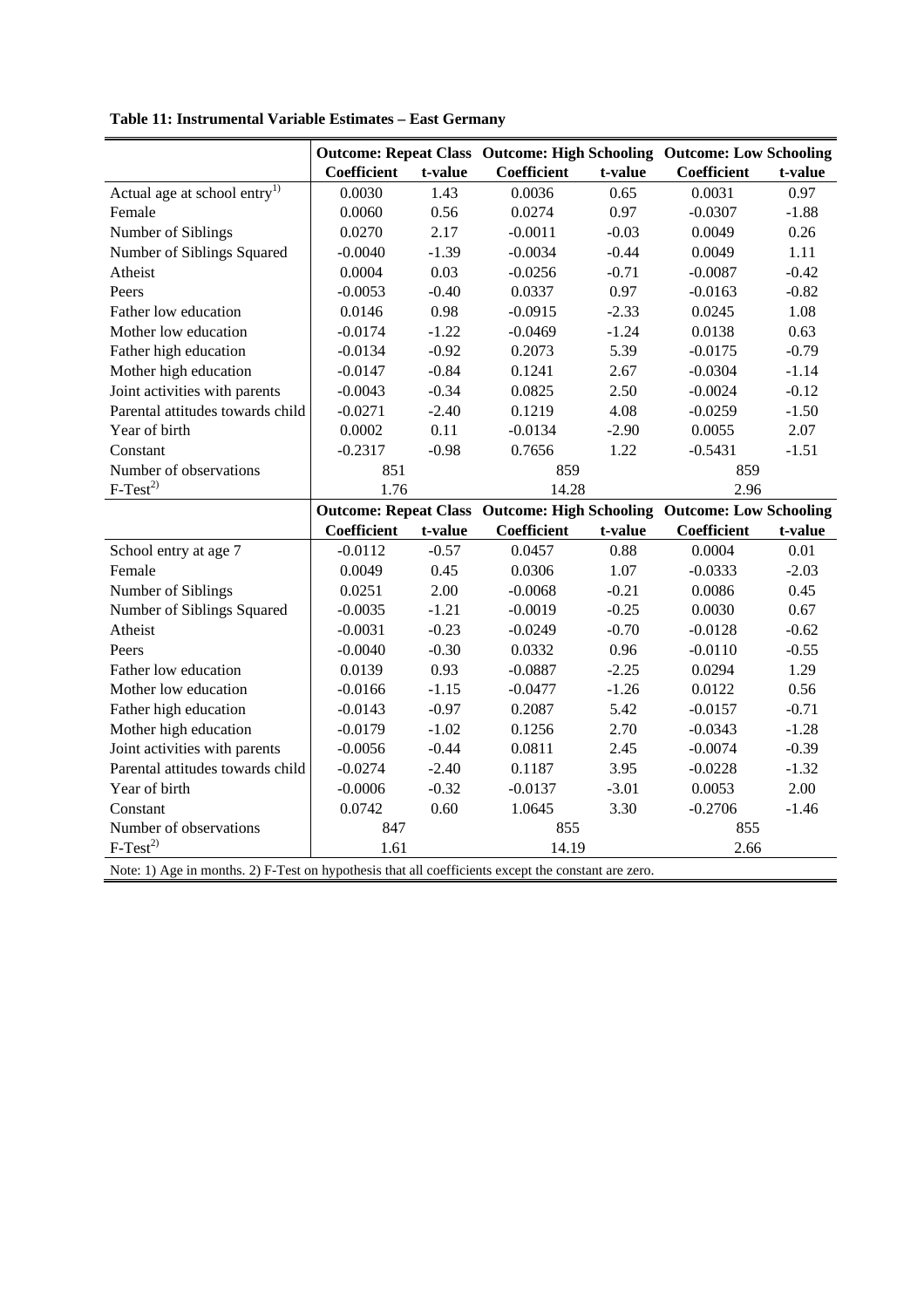**Table 11: Instrumental Variable Estimates – East Germany**

| | Outcome: Repeat Class | | Outcome: High Schooling | | Outcome: Low Schooling | |
|---|---|---|---|---|---|---|
| | Coefficient | t-value | Coefficient | t-value | Coefficient | t-value |
| Actual age at school entry[1)] | 0.0030 | 1.43 | 0.0036 | 0.65 | 0.0031 | 0.97 |
| Female | 0.0060 | 0.56 | 0.0274 | 0.97 | -0.0307 | -1.88 |
| Number of Siblings | 0.0270 | 2.17 | -0.0011 | -0.03 | 0.0049 | 0.26 |
| Number of Siblings Squared | -0.0040 | -1.39 | -0.0034 | -0.44 | 0.0049 | 1.11 |
| Atheist | 0.0004 | 0.03 | -0.0256 | -0.71 | -0.0087 | -0.42 |
| Peers | -0.0053 | -0.40 | 0.0337 | 0.97 | -0.0163 | -0.82 |
| Father low education | 0.0146 | 0.98 | -0.0915 | -2.33 | 0.0245 | 1.08 |
| Mother low education | -0.0174 | -1.22 | -0.0469 | -1.24 | 0.0138 | 0.63 |
| Father high education | -0.0134 | -0.92 | 0.2073 | 5.39 | -0.0175 | -0.79 |
| Mother high education | -0.0147 | -0.84 | 0.1241 | 2.67 | -0.0304 | -1.14 |
| Joint activities with parents | -0.0043 | -0.34 | 0.0825 | 2.50 | -0.0024 | -0.12 |
| Parental attitudes towards child | -0.0271 | -2.40 | 0.1219 | 4.08 | -0.0259 | -1.50 |
| Year of birth | 0.0002 | 0.11 | -0.0134 | -2.90 | 0.0055 | 2.07 |
| Constant | -0.2317 | -0.98 | 0.7656 | 1.22 | -0.5431 | -1.51 |
| Number of observations | 851 | | 859 | | 859 | |
| F-Test[2)] | 1.76 | | 14.28 | | 2.96 | |
| | **Outcome: Repeat Class** | | **Outcome: High Schooling** | | **Outcome: Low Schooling** | |
| | **Coefficient** | **t-value** | **Coefficient** | **t-value** | **Coefficient** | **t-value** |
| School entry at age 7 | -0.0112 | -0.57 | 0.0457 | 0.88 | 0.0004 | 0.01 |
| Female | 0.0049 | 0.45 | 0.0306 | 1.07 | -0.0333 | -2.03 |
| Number of Siblings | 0.0251 | 2.00 | -0.0068 | -0.21 | 0.0086 | 0.45 |
| Number of Siblings Squared | -0.0035 | -1.21 | -0.0019 | -0.25 | 0.0030 | 0.67 |
| Atheist | -0.0031 | -0.23 | -0.0249 | -0.70 | -0.0128 | -0.62 |
| Peers | -0.0040 | -0.30 | 0.0332 | 0.96 | -0.0110 | -0.55 |
| Father low education | 0.0139 | 0.93 | -0.0887 | -2.25 | 0.0294 | 1.29 |
| Mother low education | -0.0166 | -1.15 | -0.0477 | -1.26 | 0.0122 | 0.56 |
| Father high education | -0.0143 | -0.97 | 0.2087 | 5.42 | -0.0157 | -0.71 |
| Mother high education | -0.0179 | -1.02 | 0.1256 | 2.70 | -0.0343 | -1.28 |
| Joint activities with parents | -0.0056 | -0.44 | 0.0811 | 2.45 | -0.0074 | -0.39 |
| Parental attitudes towards child | -0.0274 | -2.40 | 0.1187 | 3.95 | -0.0228 | -1.32 |
| Year of birth | -0.0006 | -0.32 | -0.0137 | -3.01 | 0.0053 | 2.00 |
| Constant | 0.0742 | 0.60 | 1.0645 | 3.30 | -0.2706 | -1.46 |
| Number of observations | 847 | | 855 | | 855 | |
| F-Test[2)] | 1.61 | | 14.19 | | 2.66 | |

Note: 1) Age in months. 2) F-Test on hypothesis that all coefficients except the constant are zero.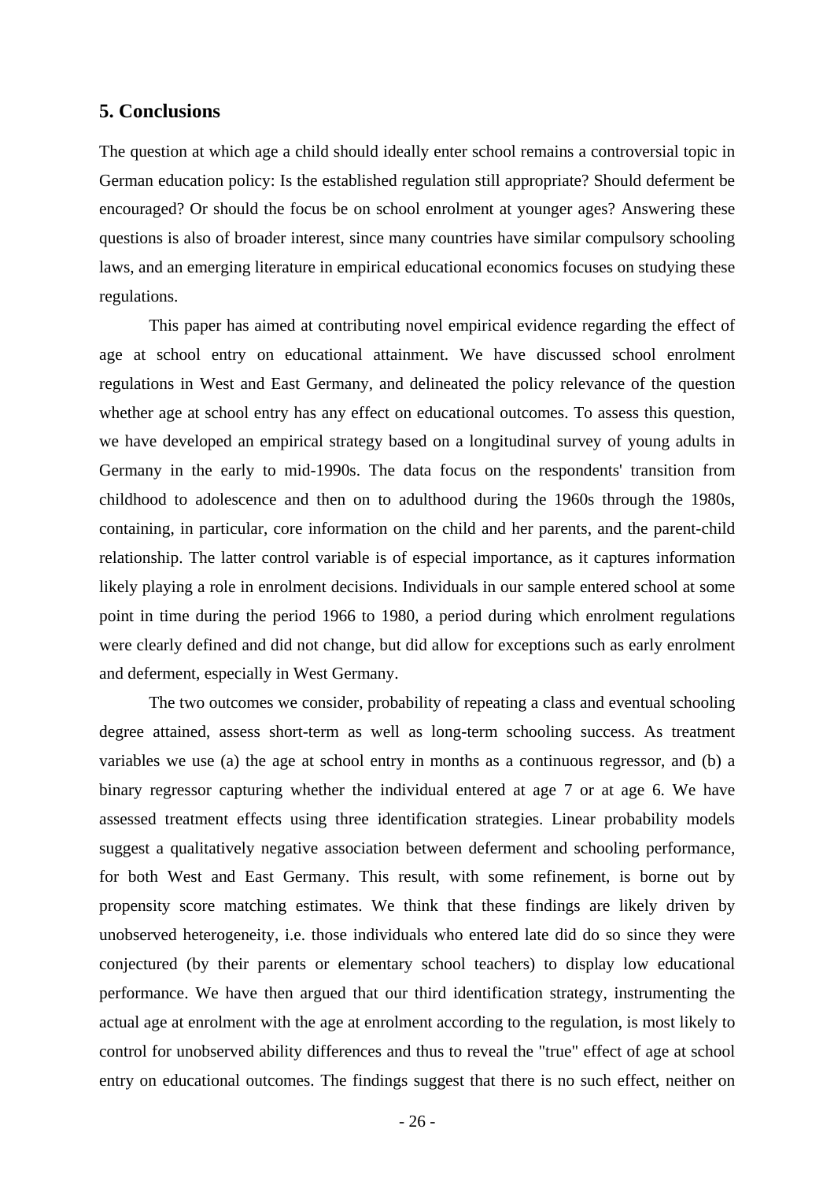## 5. Conclusions

The question at which age a child should ideally enter school remains a controversial topic in German education policy: Is the established regulation still appropriate? Should deferment be encouraged? Or should the focus be on school enrolment at younger ages? Answering these questions is also of broader interest, since many countries have similar compulsory schooling laws, and an emerging literature in empirical educational economics focuses on studying these regulations.

This paper has aimed at contributing novel empirical evidence regarding the effect of age at school entry on educational attainment. We have discussed school enrolment regulations in West and East Germany, and delineated the policy relevance of the question whether age at school entry has any effect on educational outcomes. To assess this question, we have developed an empirical strategy based on a longitudinal survey of young adults in Germany in the early to mid-1990s. The data focus on the respondents' transition from childhood to adolescence and then on to adulthood during the 1960s through the 1980s, containing, in particular, core information on the child and her parents, and the parent-child relationship. The latter control variable is of especial importance, as it captures information likely playing a role in enrolment decisions. Individuals in our sample entered school at some point in time during the period 1966 to 1980, a period during which enrolment regulations were clearly defined and did not change, but did allow for exceptions such as early enrolment and deferment, especially in West Germany.

The two outcomes we consider, probability of repeating a class and eventual schooling degree attained, assess short-term as well as long-term schooling success. As treatment variables we use (a) the age at school entry in months as a continuous regressor, and (b) a binary regressor capturing whether the individual entered at age 7 or at age 6. We have assessed treatment effects using three identification strategies. Linear probability models suggest a qualitatively negative association between deferment and schooling performance, for both West and East Germany. This result, with some refinement, is borne out by propensity score matching estimates. We think that these findings are likely driven by unobserved heterogeneity, i.e. those individuals who entered late did do so since they were conjectured (by their parents or elementary school teachers) to display low educational performance. We have then argued that our third identification strategy, instrumenting the actual age at enrolment with the age at enrolment according to the regulation, is most likely to control for unobserved ability differences and thus to reveal the "true" effect of age at school entry on educational outcomes. The findings suggest that there is no such effect, neither on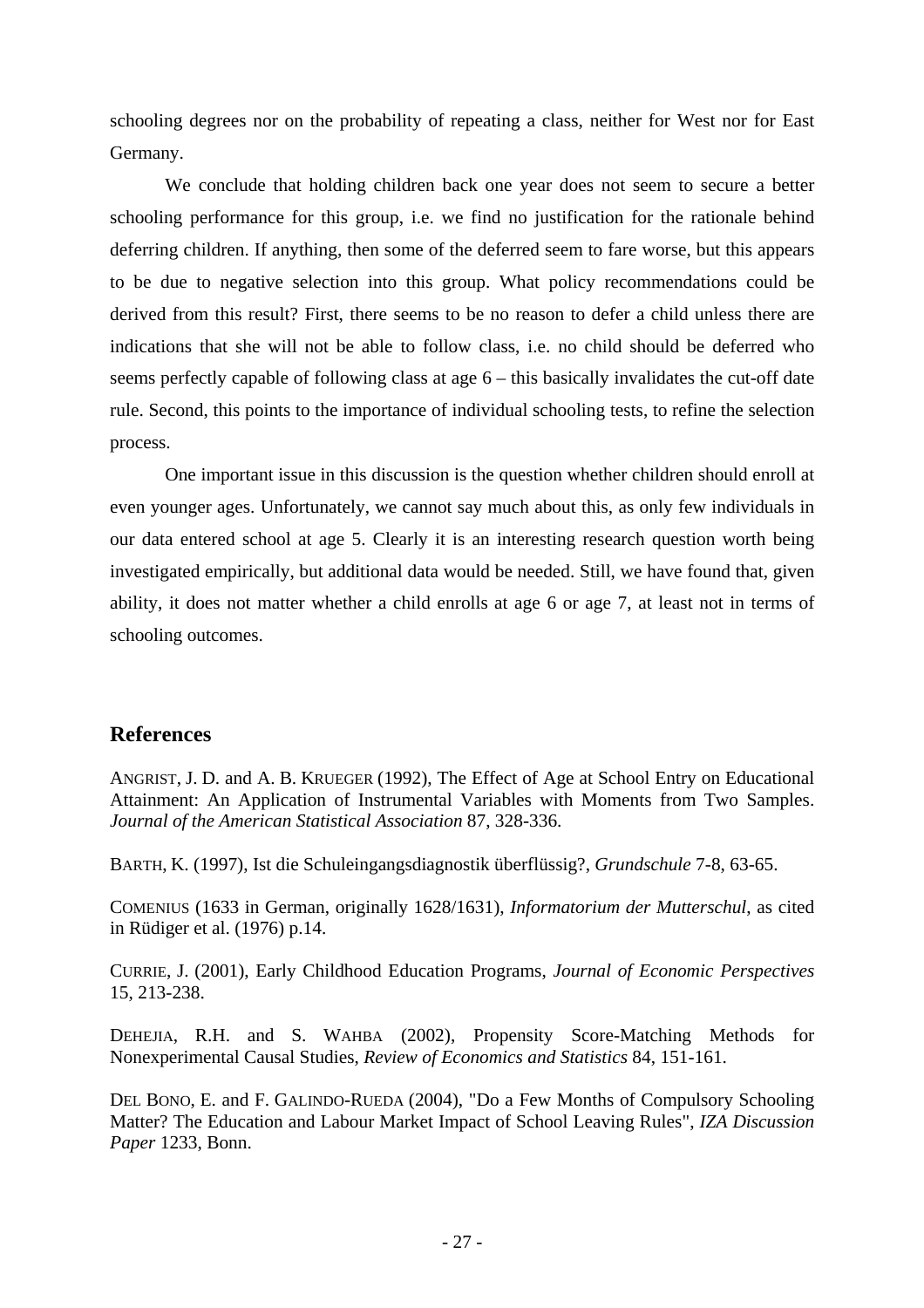schooling degrees nor on the probability of repeating a class, neither for West nor for East Germany.

We conclude that holding children back one year does not seem to secure a better schooling performance for this group, i.e. we find no justification for the rationale behind deferring children. If anything, then some of the deferred seem to fare worse, but this appears to be due to negative selection into this group. What policy recommendations could be derived from this result? First, there seems to be no reason to defer a child unless there are indications that she will not be able to follow class, i.e. no child should be deferred who seems perfectly capable of following class at age 6 – this basically invalidates the cut-off date rule. Second, this points to the importance of individual schooling tests, to refine the selection process.

One important issue in this discussion is the question whether children should enroll at even younger ages. Unfortunately, we cannot say much about this, as only few individuals in our data entered school at age 5. Clearly it is an interesting research question worth being investigated empirically, but additional data would be needed. Still, we have found that, given ability, it does not matter whether a child enrolls at age 6 or age 7, at least not in terms of schooling outcomes.

## References

ANGRIST, J. D. and A. B. KRUEGER (1992), The Effect of Age at School Entry on Educational Attainment: An Application of Instrumental Variables with Moments from Two Samples. *Journal of the American Statistical Association* 87, 328-336.

BARTH, K. (1997), Ist die Schuleingangsdiagnostik überflüssig?, *Grundschule* 7-8, 63-65.

COMENIUS (1633 in German, originally 1628/1631), *Informatorium der Mutterschul*, as cited in Rüdiger et al. (1976) p.14.

CURRIE, J. (2001), Early Childhood Education Programs, *Journal of Economic Perspectives* 15, 213-238.

DEHEJIA, R.H. and S. WAHBA (2002), Propensity Score-Matching Methods for Nonexperimental Causal Studies, *Review of Economics and Statistics* 84, 151-161.

DEL BONO, E. and F. GALINDO-RUEDA (2004), "Do a Few Months of Compulsory Schooling Matter? The Education and Labour Market Impact of School Leaving Rules", *IZA Discussion Paper* 1233, Bonn.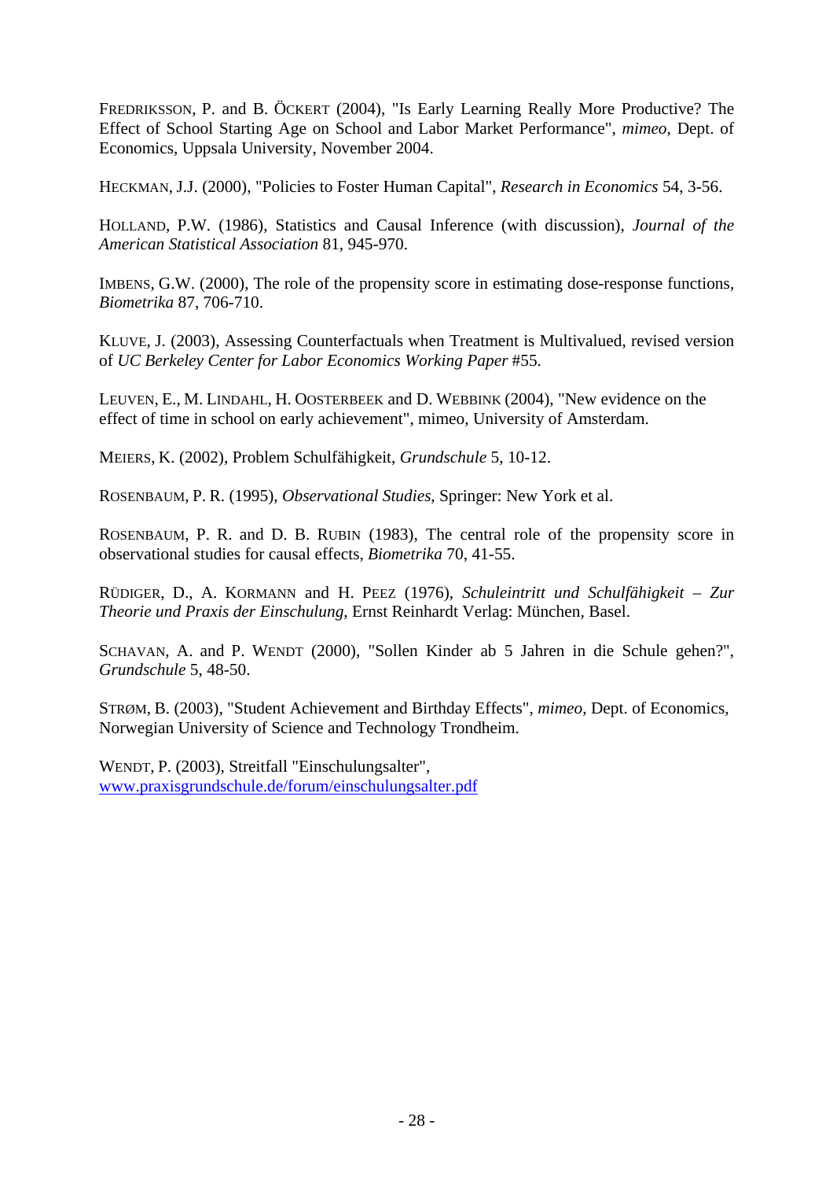FREDRIKSSON, P. and B. ÖCKERT (2004), "Is Early Learning Really More Productive? The Effect of School Starting Age on School and Labor Market Performance", *mimeo*, Dept. of Economics, Uppsala University, November 2004.

HECKMAN, J.J. (2000), "Policies to Foster Human Capital", *Research in Economics* 54, 3-56.

HOLLAND, P.W. (1986), Statistics and Causal Inference (with discussion), *Journal of the American Statistical Association* 81, 945-970.

IMBENS, G.W. (2000), The role of the propensity score in estimating dose-response functions, *Biometrika* 87, 706-710.

KLUVE, J. (2003), Assessing Counterfactuals when Treatment is Multivalued, revised version of *UC Berkeley Center for Labor Economics Working Paper* #55.

LEUVEN, E., M. LINDAHL, H. OOSTERBEEK and D. WEBBINK (2004), "New evidence on the effect of time in school on early achievement", mimeo, University of Amsterdam.

MEIERS, K. (2002), Problem Schulfähigkeit, *Grundschule* 5, 10-12.

ROSENBAUM, P. R. (1995), *Observational Studies*, Springer: New York et al.

ROSENBAUM, P. R. and D. B. RUBIN (1983), The central role of the propensity score in observational studies for causal effects, *Biometrika* 70, 41-55.

RÜDIGER, D., A. KORMANN and H. PEEZ (1976), *Schuleintritt und Schulfähigkeit – Zur Theorie und Praxis der Einschulung*, Ernst Reinhardt Verlag: München, Basel.

SCHAVAN, A. and P. WENDT (2000), "Sollen Kinder ab 5 Jahren in die Schule gehen?", *Grundschule* 5, 48-50.

STRØM, B. (2003), "Student Achievement and Birthday Effects", *mimeo*, Dept. of Economics, Norwegian University of Science and Technology Trondheim.

WENDT, P. (2003), Streitfall "Einschulungsalter", www.praxisgrundschule.de/forum/einschulungsalter.pdf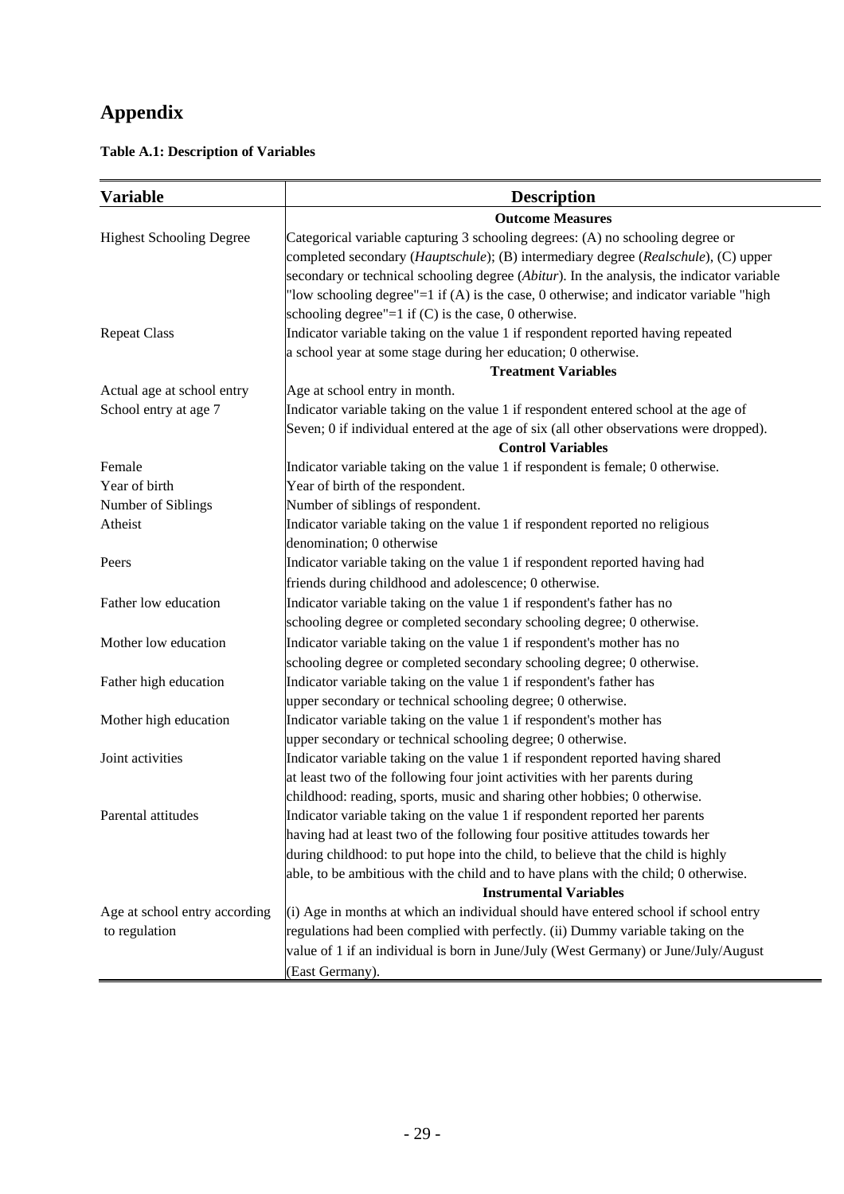# Appendix

**Table A.1: Description of Variables**

| Variable | Description |
|---|---|
| | **Outcome Measures** |
| Highest Schooling Degree | Categorical variable capturing 3 schooling degrees: (A) no schooling degree or completed secondary (*Hauptschule*); (B) intermediary degree (*Realschule*), (C) upper secondary or technical schooling degree (*Abitur*). In the analysis, the indicator variable "low schooling degree"=1 if (A) is the case, 0 otherwise; and indicator variable "high schooling degree"=1 if (C) is the case, 0 otherwise. |
| Repeat Class | Indicator variable taking on the value 1 if respondent reported having repeated a school year at some stage during her education; 0 otherwise. |
| | **Treatment Variables** |
| Actual age at school entry | Age at school entry in month. |
| School entry at age 7 | Indicator variable taking on the value 1 if respondent entered school at the age of Seven; 0 if individual entered at the age of six (all other observations were dropped). |
| | **Control Variables** |
| Female | Indicator variable taking on the value 1 if respondent is female; 0 otherwise. |
| Year of birth | Year of birth of the respondent. |
| Number of Siblings | Number of siblings of respondent. |
| Atheist | Indicator variable taking on the value 1 if respondent reported no religious denomination; 0 otherwise |
| Peers | Indicator variable taking on the value 1 if respondent reported having had friends during childhood and adolescence; 0 otherwise. |
| Father low education | Indicator variable taking on the value 1 if respondent's father has no schooling degree or completed secondary schooling degree; 0 otherwise. |
| Mother low education | Indicator variable taking on the value 1 if respondent's mother has no schooling degree or completed secondary schooling degree; 0 otherwise. |
| Father high education | Indicator variable taking on the value 1 if respondent's father has upper secondary or technical schooling degree; 0 otherwise. |
| Mother high education | Indicator variable taking on the value 1 if respondent's mother has upper secondary or technical schooling degree; 0 otherwise. |
| Joint activities | Indicator variable taking on the value 1 if respondent reported having shared at least two of the following four joint activities with her parents during childhood: reading, sports, music and sharing other hobbies; 0 otherwise. |
| Parental attitudes | Indicator variable taking on the value 1 if respondent reported her parents having had at least two of the following four positive attitudes towards her during childhood: to put hope into the child, to believe that the child is highly able, to be ambitious with the child and to have plans with the child; 0 otherwise. |
| | **Instrumental Variables** |
| Age at school entry according to regulation | (i) Age in months at which an individual should have entered school if school entry regulations had been complied with perfectly. (ii) Dummy variable taking on the value of 1 if an individual is born in June/July (West Germany) or June/July/August (East Germany). |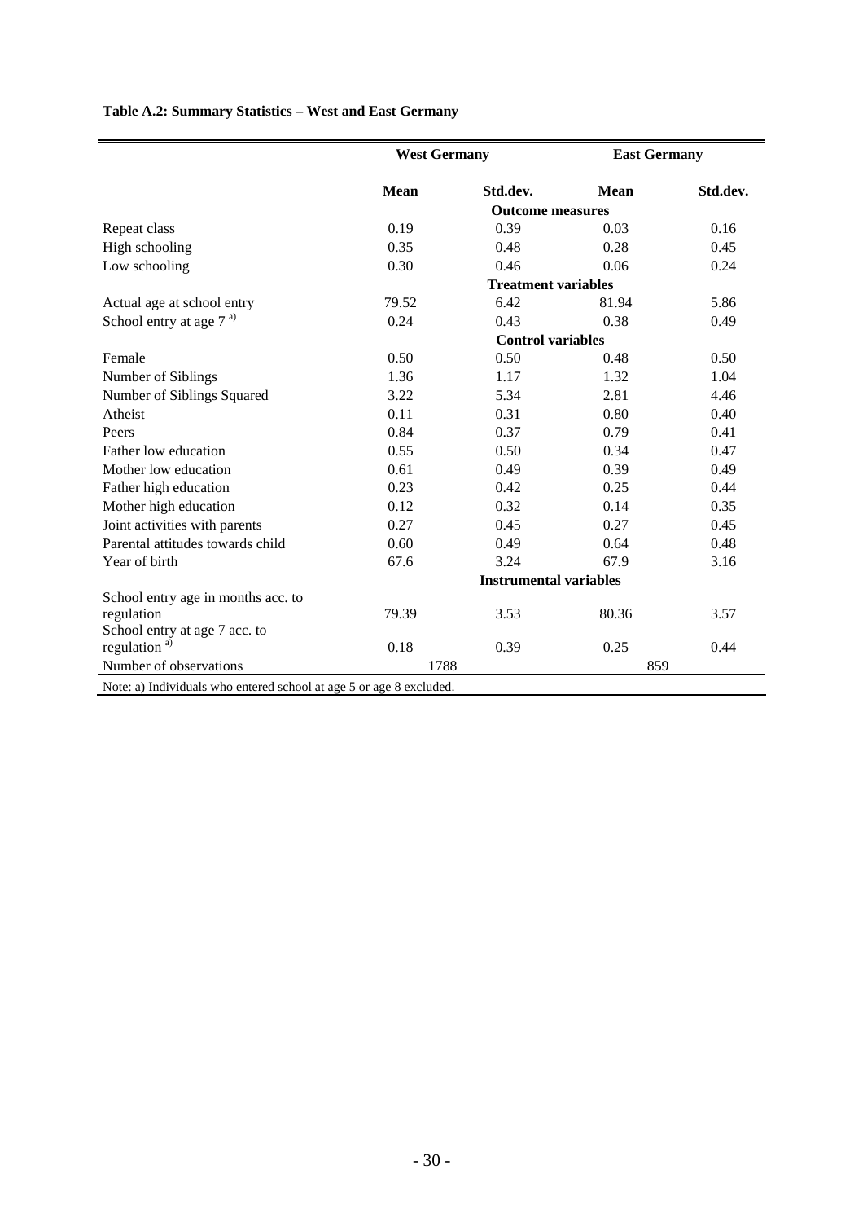**Table A.2: Summary Statistics – West and East Germany**

| | West Germany | | East Germany | |
|---|---|---|---|---|
| | **Mean** | **Std.dev.** | **Mean** | **Std.dev.** |
| | **Outcome measures** | | | |
| Repeat class | 0.19 | 0.39 | 0.03 | 0.16 |
| High schooling | 0.35 | 0.48 | 0.28 | 0.45 |
| Low schooling | 0.30 | 0.46 | 0.06 | 0.24 |
| | **Treatment variables** | | | |
| Actual age at school entry | 79.52 | 6.42 | 81.94 | 5.86 |
| School entry at age 7 [a] | 0.24 | 0.43 | 0.38 | 0.49 |
| | **Control variables** | | | |
| Female | 0.50 | 0.50 | 0.48 | 0.50 |
| Number of Siblings | 1.36 | 1.17 | 1.32 | 1.04 |
| Number of Siblings Squared | 3.22 | 5.34 | 2.81 | 4.46 |
| Atheist | 0.11 | 0.31 | 0.80 | 0.40 |
| Peers | 0.84 | 0.37 | 0.79 | 0.41 |
| Father low education | 0.55 | 0.50 | 0.34 | 0.47 |
| Mother low education | 0.61 | 0.49 | 0.39 | 0.49 |
| Father high education | 0.23 | 0.42 | 0.25 | 0.44 |
| Mother high education | 0.12 | 0.32 | 0.14 | 0.35 |
| Joint activities with parents | 0.27 | 0.45 | 0.27 | 0.45 |
| Parental attitudes towards child | 0.60 | 0.49 | 0.64 | 0.48 |
| Year of birth | 67.6 | 3.24 | 67.9 | 3.16 |
| | **Instrumental variables** | | | |
| School entry age in months acc. to regulation | 79.39 | 3.53 | 80.36 | 3.57 |
| School entry at age 7 acc. to regulation [a] | 0.18 | 0.39 | 0.25 | 0.44 |
| Number of observations | 1788 | | 859 | |

Note: a) Individuals who entered school at age 5 or age 8 excluded.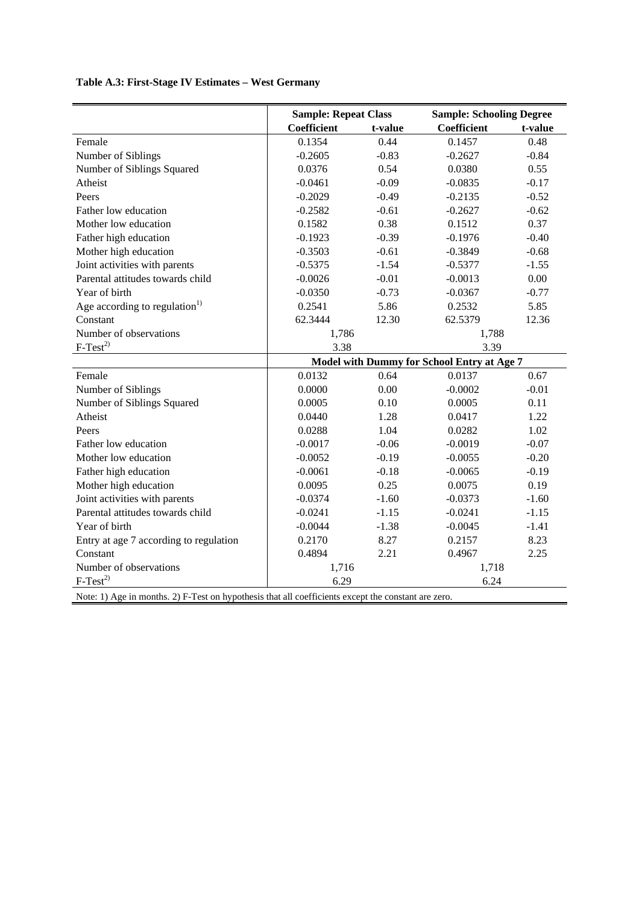**Table A.3: First-Stage IV Estimates – West Germany**

| | Sample: Repeat Class | | Sample: Schooling Degree | |
|---|---|---|---|---|
| | Coefficient | t-value | Coefficient | t-value |
| Female | 0.1354 | 0.44 | 0.1457 | 0.48 |
| Number of Siblings | -0.2605 | -0.83 | -0.2627 | -0.84 |
| Number of Siblings Squared | 0.0376 | 0.54 | 0.0380 | 0.55 |
| Atheist | -0.0461 | -0.09 | -0.0835 | -0.17 |
| Peers | -0.2029 | -0.49 | -0.2135 | -0.52 |
| Father low education | -0.2582 | -0.61 | -0.2627 | -0.62 |
| Mother low education | 0.1582 | 0.38 | 0.1512 | 0.37 |
| Father high education | -0.1923 | -0.39 | -0.1976 | -0.40 |
| Mother high education | -0.3503 | -0.61 | -0.3849 | -0.68 |
| Joint activities with parents | -0.5375 | -1.54 | -0.5377 | -1.55 |
| Parental attitudes towards child | -0.0026 | -0.01 | -0.0013 | 0.00 |
| Year of birth | -0.0350 | -0.73 | -0.0367 | -0.77 |
| Age according to regulation[1)] | 0.2541 | 5.86 | 0.2532 | 5.85 |
| Constant | 62.3444 | 12.30 | 62.5379 | 12.36 |
| Number of observations | 1,786 | | 1,788 | |
| F-Test[2)] | 3.38 | | 3.39 | |
| | Model with Dummy for School Entry at Age 7 | | | |
| Female | 0.0132 | 0.64 | 0.0137 | 0.67 |
| Number of Siblings | 0.0000 | 0.00 | -0.0002 | -0.01 |
| Number of Siblings Squared | 0.0005 | 0.10 | 0.0005 | 0.11 |
| Atheist | 0.0440 | 1.28 | 0.0417 | 1.22 |
| Peers | 0.0288 | 1.04 | 0.0282 | 1.02 |
| Father low education | -0.0017 | -0.06 | -0.0019 | -0.07 |
| Mother low education | -0.0052 | -0.19 | -0.0055 | -0.20 |
| Father high education | -0.0061 | -0.18 | -0.0065 | -0.19 |
| Mother high education | 0.0095 | 0.25 | 0.0075 | 0.19 |
| Joint activities with parents | -0.0374 | -1.60 | -0.0373 | -1.60 |
| Parental attitudes towards child | -0.0241 | -1.15 | -0.0241 | -1.15 |
| Year of birth | -0.0044 | -1.38 | -0.0045 | -1.41 |
| Entry at age 7 according to regulation | 0.2170 | 8.27 | 0.2157 | 8.23 |
| Constant | 0.4894 | 2.21 | 0.4967 | 2.25 |
| Number of observations | 1,716 | | 1,718 | |
| F-Test[2)] | 6.29 | | 6.24 | |

Note: 1) Age in months. 2) F-Test on hypothesis that all coefficients except the constant are zero.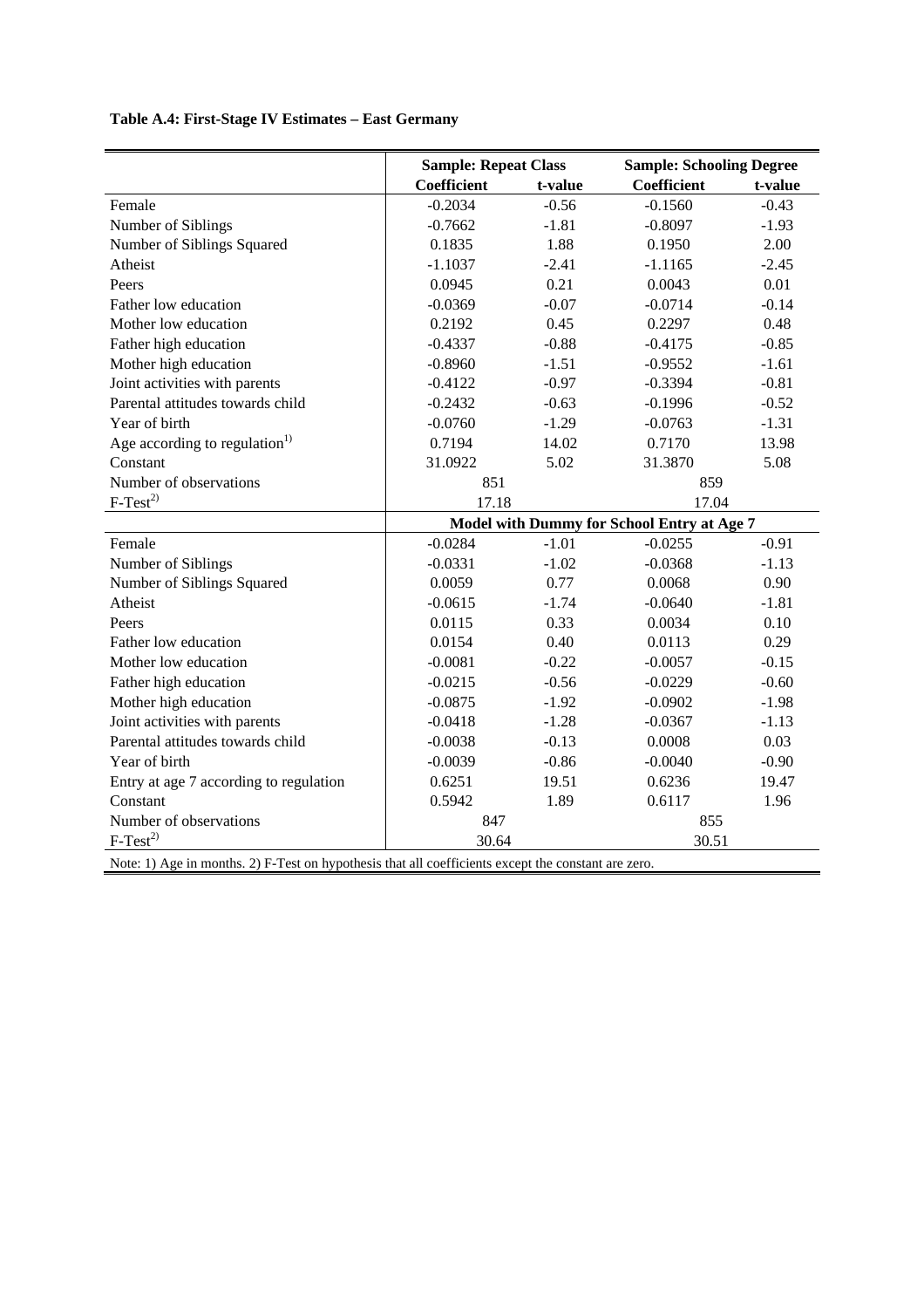**Table A.4: First-Stage IV Estimates – East Germany**

| | Sample: Repeat Class | | Sample: Schooling Degree | |
|---|---|---|---|---|
| | Coefficient | t-value | Coefficient | t-value |
| Female | -0.2034 | -0.56 | -0.1560 | -0.43 |
| Number of Siblings | -0.7662 | -1.81 | -0.8097 | -1.93 |
| Number of Siblings Squared | 0.1835 | 1.88 | 0.1950 | 2.00 |
| Atheist | -1.1037 | -2.41 | -1.1165 | -2.45 |
| Peers | 0.0945 | 0.21 | 0.0043 | 0.01 |
| Father low education | -0.0369 | -0.07 | -0.0714 | -0.14 |
| Mother low education | 0.2192 | 0.45 | 0.2297 | 0.48 |
| Father high education | -0.4337 | -0.88 | -0.4175 | -0.85 |
| Mother high education | -0.8960 | -1.51 | -0.9552 | -1.61 |
| Joint activities with parents | -0.4122 | -0.97 | -0.3394 | -0.81 |
| Parental attitudes towards child | -0.2432 | -0.63 | -0.1996 | -0.52 |
| Year of birth | -0.0760 | -1.29 | -0.0763 | -1.31 |
| Age according to regulation[1)] | 0.7194 | 14.02 | 0.7170 | 13.98 |
| Constant | 31.0922 | 5.02 | 31.3870 | 5.08 |
| Number of observations | 851 | | 859 | |
| F-Test[2)] | 17.18 | | 17.04 | |
| | **Model with Dummy for School Entry at Age 7** | | | |
| Female | -0.0284 | -1.01 | -0.0255 | -0.91 |
| Number of Siblings | -0.0331 | -1.02 | -0.0368 | -1.13 |
| Number of Siblings Squared | 0.0059 | 0.77 | 0.0068 | 0.90 |
| Atheist | -0.0615 | -1.74 | -0.0640 | -1.81 |
| Peers | 0.0115 | 0.33 | 0.0034 | 0.10 |
| Father low education | 0.0154 | 0.40 | 0.0113 | 0.29 |
| Mother low education | -0.0081 | -0.22 | -0.0057 | -0.15 |
| Father high education | -0.0215 | -0.56 | -0.0229 | -0.60 |
| Mother high education | -0.0875 | -1.92 | -0.0902 | -1.98 |
| Joint activities with parents | -0.0418 | -1.28 | -0.0367 | -1.13 |
| Parental attitudes towards child | -0.0038 | -0.13 | 0.0008 | 0.03 |
| Year of birth | -0.0039 | -0.86 | -0.0040 | -0.90 |
| Entry at age 7 according to regulation | 0.6251 | 19.51 | 0.6236 | 19.47 |
| Constant | 0.5942 | 1.89 | 0.6117 | 1.96 |
| Number of observations | 847 | | 855 | |
| F-Test[2)] | 30.64 | | 30.51 | |

Note: 1) Age in months. 2) F-Test on hypothesis that all coefficients except the constant are zero.